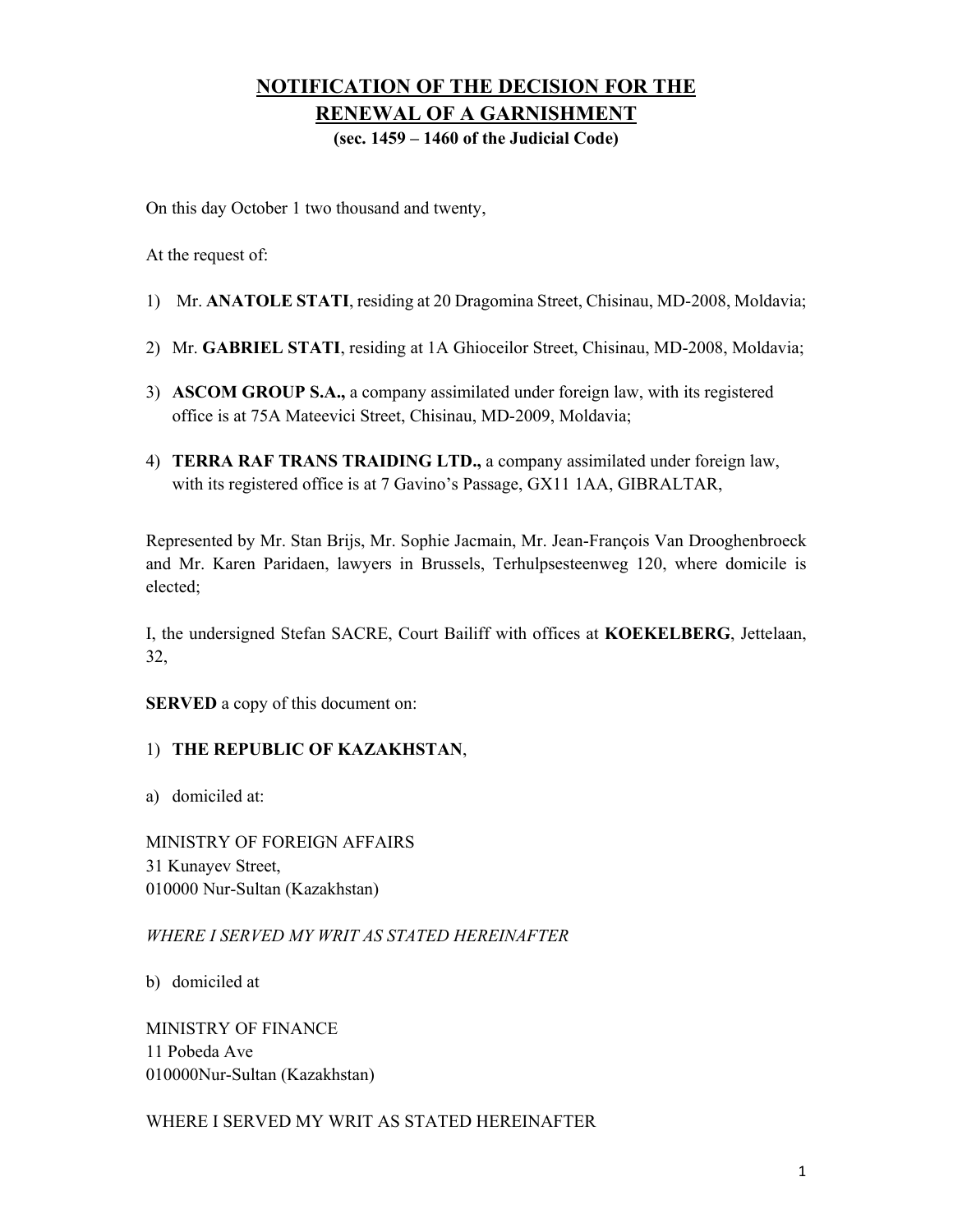# NOTIFICATION OF THE DECISION FOR THE RENEWAL OF A GARNISHMENT

**(sec. 1459 – 1460 of the Judicial Code)**

On this day October 1 two thousand and twenty,

At the request of:

1) Mr. **ANATOLE STATI**, residing at 20 Dragomina Street, Chisinau, MD-2008, Moldavia;

2) Mr. **GABRIEL STATI**, residing at 1A Ghioceilor Street, Chisinau, MD-2008, Moldavia;

3) **ASCOM GROUP S.A.,** a company assimilated under foreign law, with its registered office is at 75A Mateevici Street, Chisinau, MD-2009, Moldavia;

4) **TERRA RAF TRANS TRAIDING LTD.,** a company assimilated under foreign law, with its registered office is at 7 Gavino's Passage, GX11 1AA, GIBRALTAR,

Represented by Mr. Stan Brijs, Mr. Sophie Jacmain, Mr. Jean-François Van Drooghenbroeck and Mr. Karen Paridaen, lawyers in Brussels, Terhulpsesteenweg 120, where domicile is elected;

I, the undersigned Stefan SACRE, Court Bailiff with offices at **KOEKELBERG**, Jettelaan, 32,

**SERVED** a copy of this document on:

1) **THE REPUBLIC OF KAZAKHSTAN**,

a) domiciled at:

MINISTRY OF FOREIGN AFFAIRS
31 Kunayev Street,
010000 Nur-Sultan (Kazakhstan)

*WHERE I SERVED MY WRIT AS STATED HEREINAFTER*

b) domiciled at

MINISTRY OF FINANCE
11 Pobeda Ave
010000Nur-Sultan (Kazakhstan)

WHERE I SERVED MY WRIT AS STATED HEREINAFTER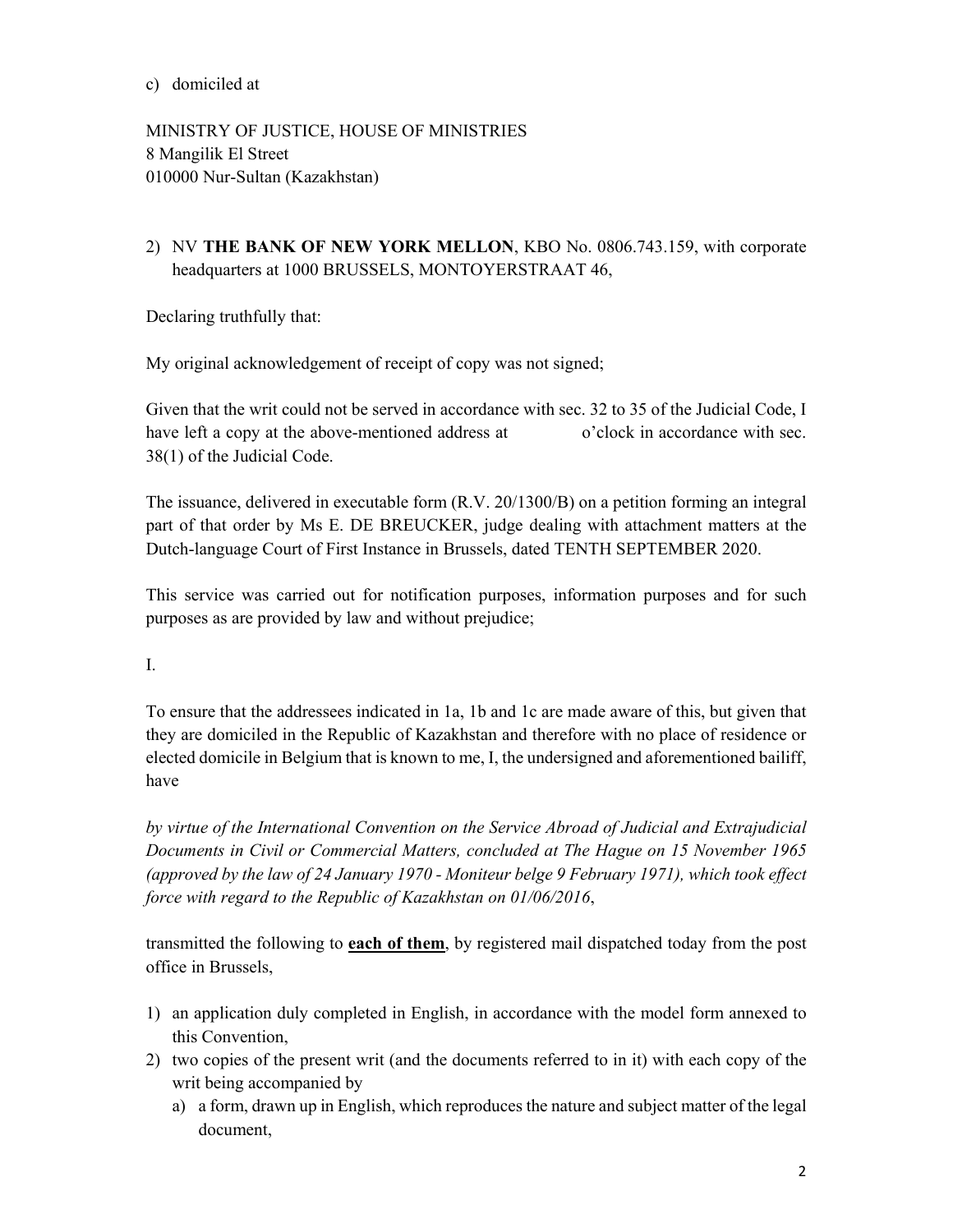c) domiciled at

MINISTRY OF JUSTICE, HOUSE OF MINISTRIES
8 Mangilik El Street
010000 Nur-Sultan (Kazakhstan)

2) NV **THE BANK OF NEW YORK MELLON**, KBO No. 0806.743.159, with corporate headquarters at 1000 BRUSSELS, MONTOYERSTRAAT 46,

Declaring truthfully that:

My original acknowledgement of receipt of copy was not signed;

Given that the writ could not be served in accordance with sec. 32 to 35 of the Judicial Code, I have left a copy at the above-mentioned address at o'clock in accordance with sec. 38(1) of the Judicial Code.

The issuance, delivered in executable form (R.V. 20/1300/B) on a petition forming an integral part of that order by Ms E. DE BREUCKER, judge dealing with attachment matters at the Dutch-language Court of First Instance in Brussels, dated TENTH SEPTEMBER 2020.

This service was carried out for notification purposes, information purposes and for such purposes as are provided by law and without prejudice;

I.

To ensure that the addressees indicated in 1a, 1b and 1c are made aware of this, but given that they are domiciled in the Republic of Kazakhstan and therefore with no place of residence or elected domicile in Belgium that is known to me, I, the undersigned and aforementioned bailiff, have

*by virtue of the International Convention on the Service Abroad of Judicial and Extrajudicial Documents in Civil or Commercial Matters, concluded at The Hague on 15 November 1965 (approved by the law of 24 January 1970 - Moniteur belge 9 February 1971), which took effect force with regard to the Republic of Kazakhstan on 01/06/2016*,

transmitted the following to **each of them**, by registered mail dispatched today from the post office in Brussels,

1) an application duly completed in English, in accordance with the model form annexed to this Convention,
2) two copies of the present writ (and the documents referred to in it) with each copy of the writ being accompanied by
   a) a form, drawn up in English, which reproduces the nature and subject matter of the legal document,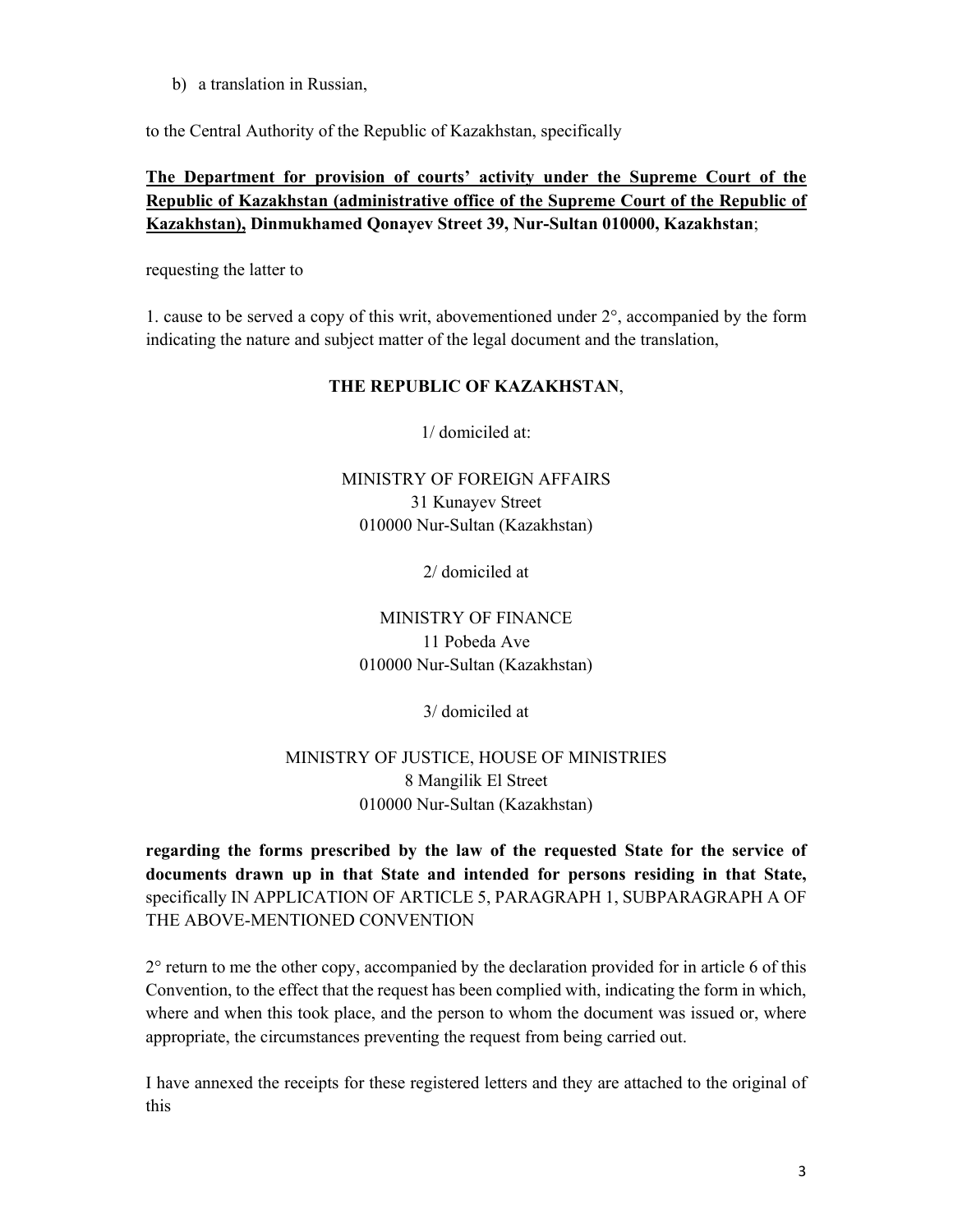b) a translation in Russian,

to the Central Authority of the Republic of Kazakhstan, specifically

**<u>The Department for provision of courts' activity under the Supreme Court of the Republic of Kazakhstan (administrative office of the Supreme Court of the Republic of Kazakhstan),</u> Dinmukhamed Qonayev Street 39, Nur-Sultan 010000, Kazakhstan**;

requesting the latter to

1. cause to be served a copy of this writ, abovementioned under 2°, accompanied by the form indicating the nature and subject matter of the legal document and the translation,

**THE REPUBLIC OF KAZAKHSTAN**,

1/ domiciled at:

MINISTRY OF FOREIGN AFFAIRS
31 Kunayev Street
010000 Nur-Sultan (Kazakhstan)

2/ domiciled at

MINISTRY OF FINANCE
11 Pobeda Ave
010000 Nur-Sultan (Kazakhstan)

3/ domiciled at

MINISTRY OF JUSTICE, HOUSE OF MINISTRIES
8 Mangilik El Street
010000 Nur-Sultan (Kazakhstan)

**regarding the forms prescribed by the law of the requested State for the service of documents drawn up in that State and intended for persons residing in that State,** specifically IN APPLICATION OF ARTICLE 5, PARAGRAPH 1, SUBPARAGRAPH A OF THE ABOVE-MENTIONED CONVENTION

2° return to me the other copy, accompanied by the declaration provided for in article 6 of this Convention, to the effect that the request has been complied with, indicating the form in which, where and when this took place, and the person to whom the document was issued or, where appropriate, the circumstances preventing the request from being carried out.

I have annexed the receipts for these registered letters and they are attached to the original of this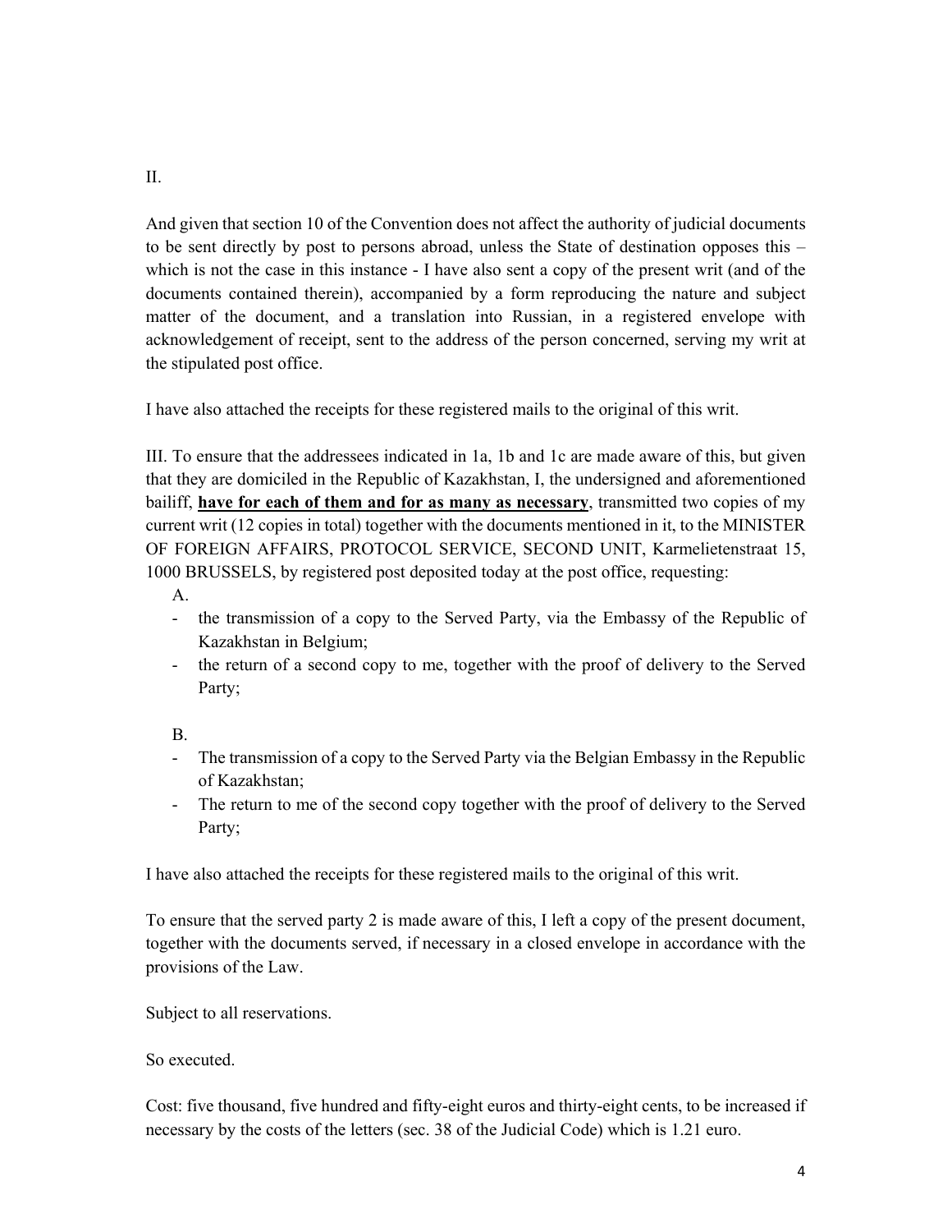II.

And given that section 10 of the Convention does not affect the authority of judicial documents to be sent directly by post to persons abroad, unless the State of destination opposes this – which is not the case in this instance - I have also sent a copy of the present writ (and of the documents contained therein), accompanied by a form reproducing the nature and subject matter of the document, and a translation into Russian, in a registered envelope with acknowledgement of receipt, sent to the address of the person concerned, serving my writ at the stipulated post office.

I have also attached the receipts for these registered mails to the original of this writ.

III. To ensure that the addressees indicated in 1a, 1b and 1c are made aware of this, but given that they are domiciled in the Republic of Kazakhstan, I, the undersigned and aforementioned bailiff, **have for each of them and for as many as necessary**, transmitted two copies of my current writ (12 copies in total) together with the documents mentioned in it, to the MINISTER OF FOREIGN AFFAIRS, PROTOCOL SERVICE, SECOND UNIT, Karmelietenstraat 15, 1000 BRUSSELS, by registered post deposited today at the post office, requesting:

A.

- the transmission of a copy to the Served Party, via the Embassy of the Republic of Kazakhstan in Belgium;
- the return of a second copy to me, together with the proof of delivery to the Served Party;

B.

- The transmission of a copy to the Served Party via the Belgian Embassy in the Republic of Kazakhstan;
- The return to me of the second copy together with the proof of delivery to the Served Party;

I have also attached the receipts for these registered mails to the original of this writ.

To ensure that the served party 2 is made aware of this, I left a copy of the present document, together with the documents served, if necessary in a closed envelope in accordance with the provisions of the Law.

Subject to all reservations.

So executed.

Cost: five thousand, five hundred and fifty-eight euros and thirty-eight cents, to be increased if necessary by the costs of the letters (sec. 38 of the Judicial Code) which is 1.21 euro.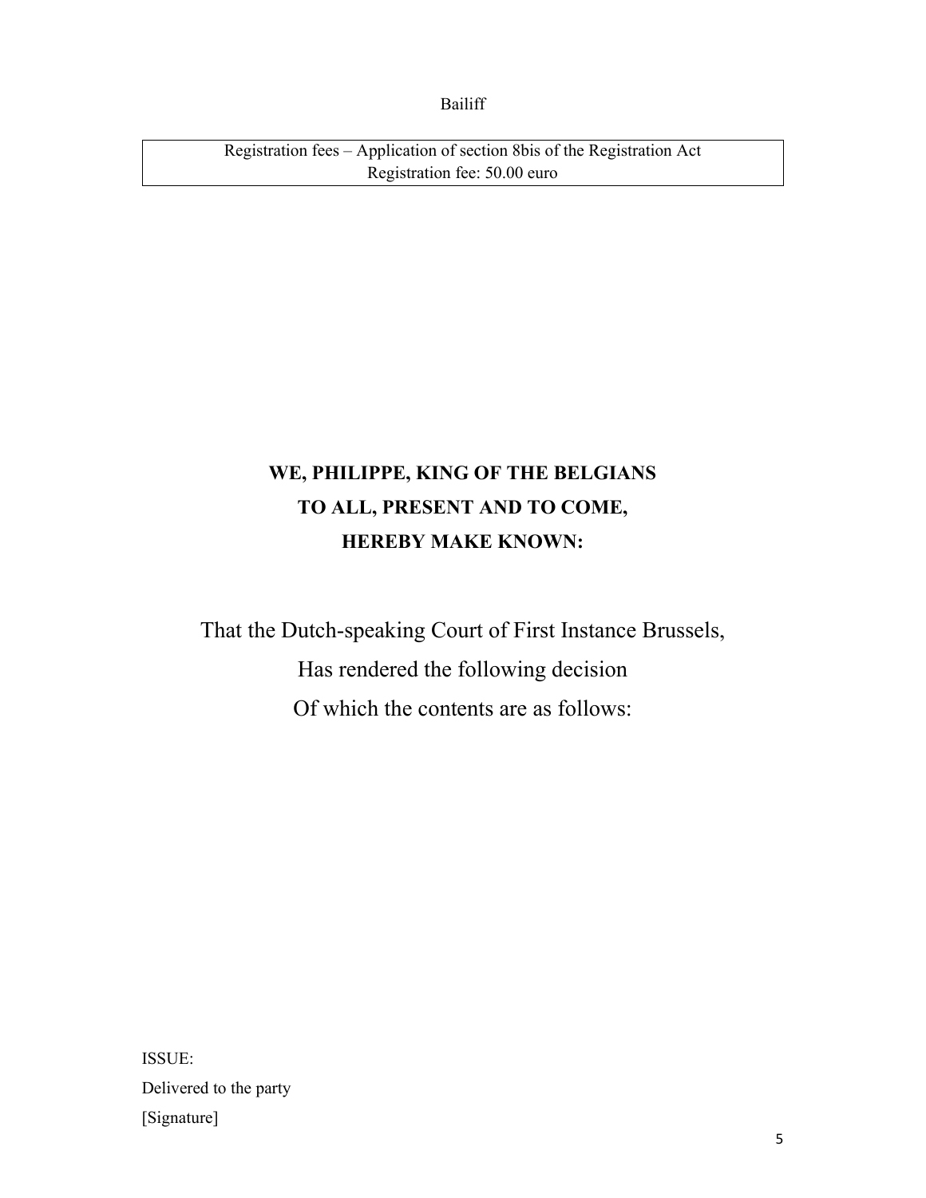Bailiff

| Registration fees – Application of section 8bis of the Registration Act<br>Registration fee: 50.00 euro |
|---|

**WE, PHILIPPE, KING OF THE BELGIANS**
**TO ALL, PRESENT AND TO COME,**
**HEREBY MAKE KNOWN:**

That the Dutch-speaking Court of First Instance Brussels,
Has rendered the following decision
Of which the contents are as follows:

ISSUE:
Delivered to the party
[Signature]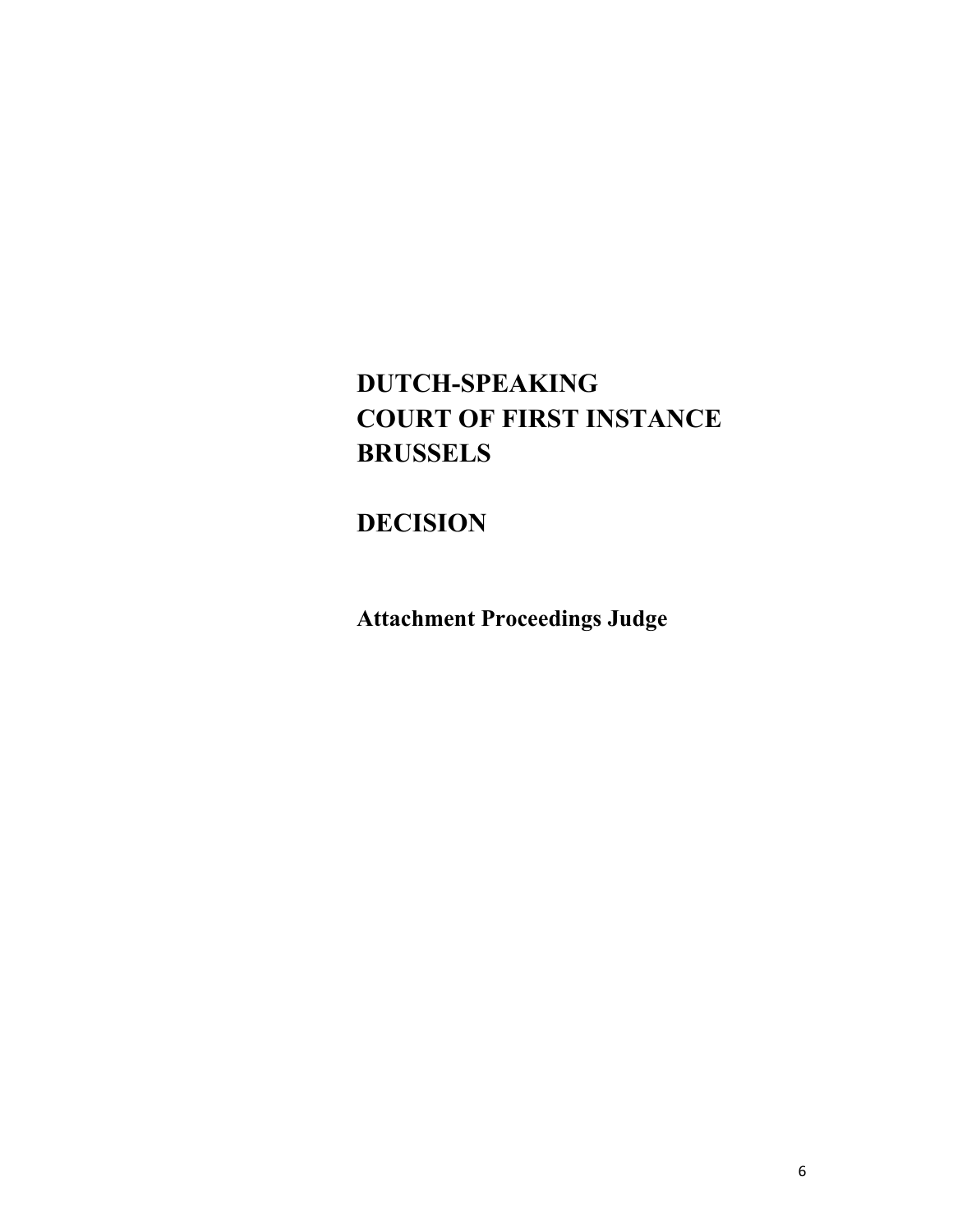# DUTCH-SPEAKING COURT OF FIRST INSTANCE BRUSSELS

# DECISION

**Attachment Proceedings Judge**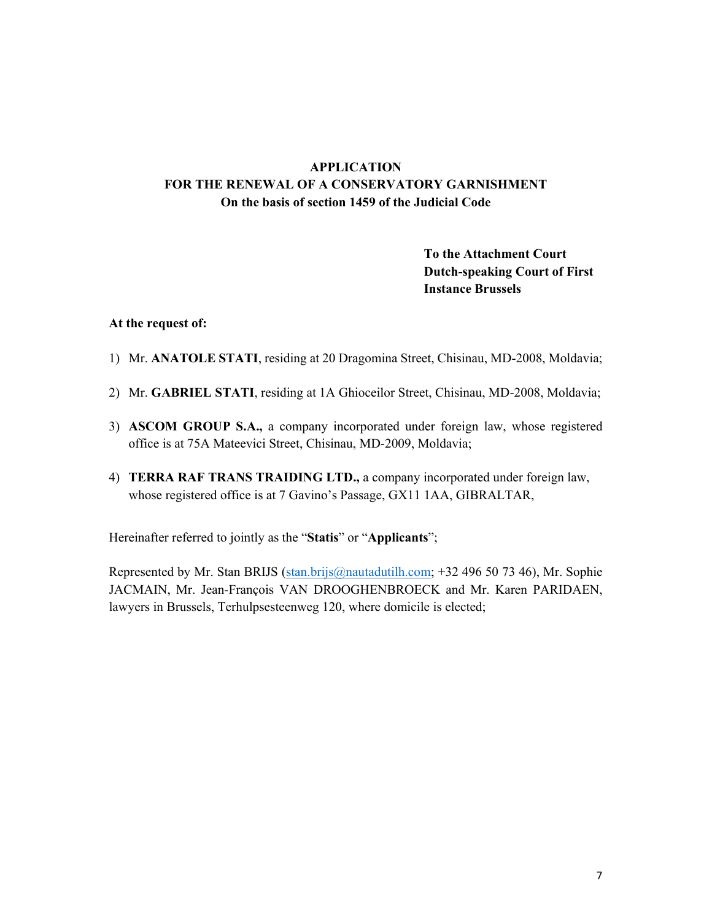**APPLICATION**
**FOR THE RENEWAL OF A CONSERVATORY GARNISHMENT**
**On the basis of section 1459 of the Judicial Code**

**To the Attachment Court**
**Dutch-speaking Court of First Instance Brussels**

**At the request of:**

1) Mr. **ANATOLE STATI**, residing at 20 Dragomina Street, Chisinau, MD-2008, Moldavia;

2) Mr. **GABRIEL STATI**, residing at 1A Ghioceilor Street, Chisinau, MD-2008, Moldavia;

3) **ASCOM GROUP S.A.,** a company incorporated under foreign law, whose registered office is at 75A Mateevici Street, Chisinau, MD-2009, Moldavia;

4) **TERRA RAF TRANS TRAIDING LTD.,** a company incorporated under foreign law, whose registered office is at 7 Gavino's Passage, GX11 1AA, GIBRALTAR,

Hereinafter referred to jointly as the "**Statis**" or "**Applicants**";

Represented by Mr. Stan BRIJS (stan.brijs@nautadutilh.com; +32 496 50 73 46), Mr. Sophie JACMAIN, Mr. Jean-François VAN DROOGHENBROECK and Mr. Karen PARIDAEN, lawyers in Brussels, Terhulpsesteenweg 120, where domicile is elected;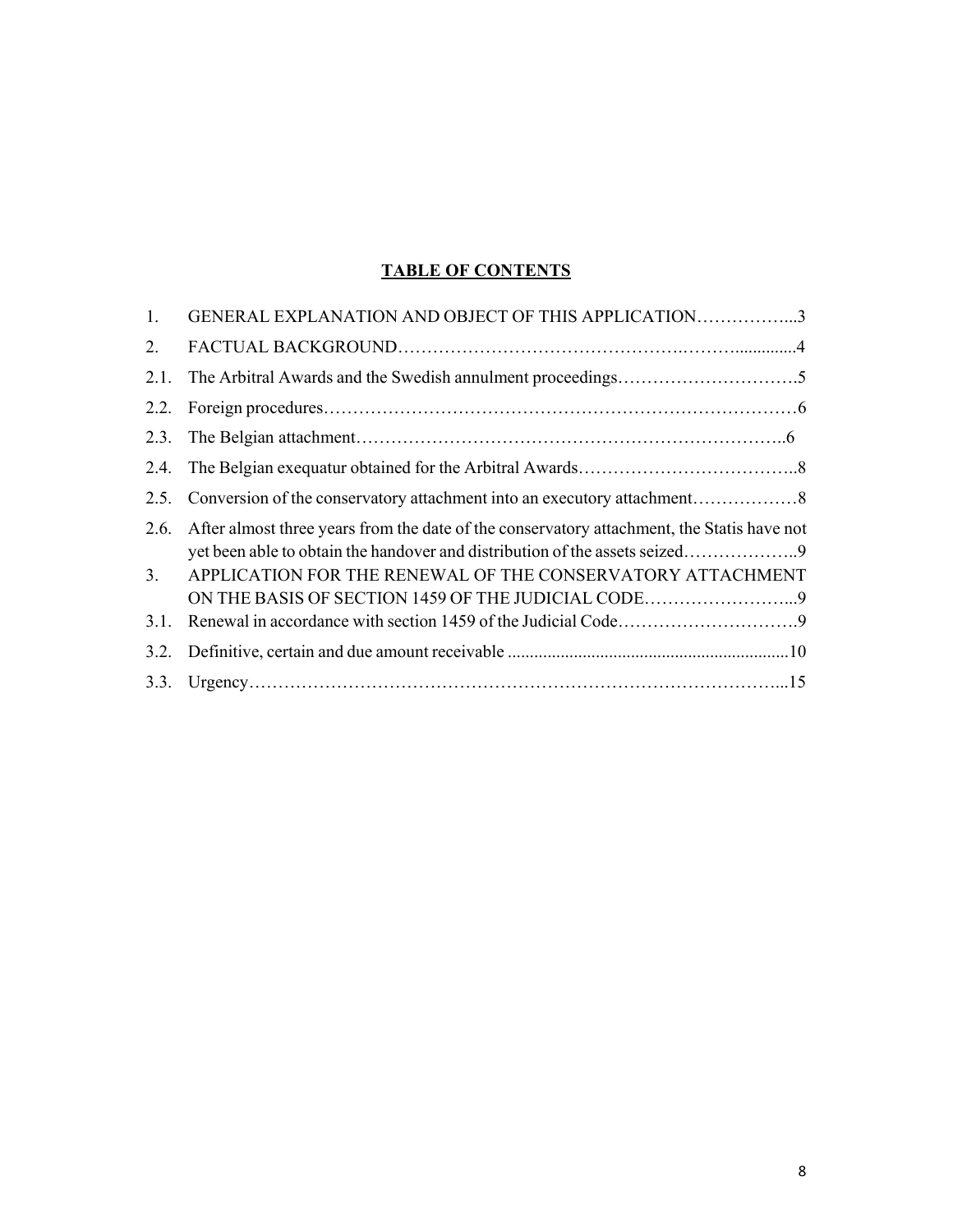**TABLE OF CONTENTS**

1. GENERAL EXPLANATION AND OBJECT OF THIS APPLICATION……………...3
2. FACTUAL BACKGROUND…………………………………………….………..............4
2.1. The Arbitral Awards and the Swedish annulment proceedings………………………….5
2.2. Foreign procedures………………………………………………………………………6
2.3. The Belgian attachment…………………………………………………………………..6
2.4. The Belgian exequatur obtained for the Arbitral Awards………………………………..8
2.5. Conversion of the conservatory attachment into an executory attachment………………8
2.6. After almost three years from the date of the conservatory attachment, the Statis have not yet been able to obtain the handover and distribution of the assets seized………………..9
3. APPLICATION FOR THE RENEWAL OF THE CONSERVATORY ATTACHMENT ON THE BASIS OF SECTION 1459 OF THE JUDICIAL CODE……………………...9
3.1. Renewal in accordance with section 1459 of the Judicial Code………………………….9
3.2. Definitive, certain and due amount receivable ..............................................................10
3.3. Urgency…………………………………………………………………………………...15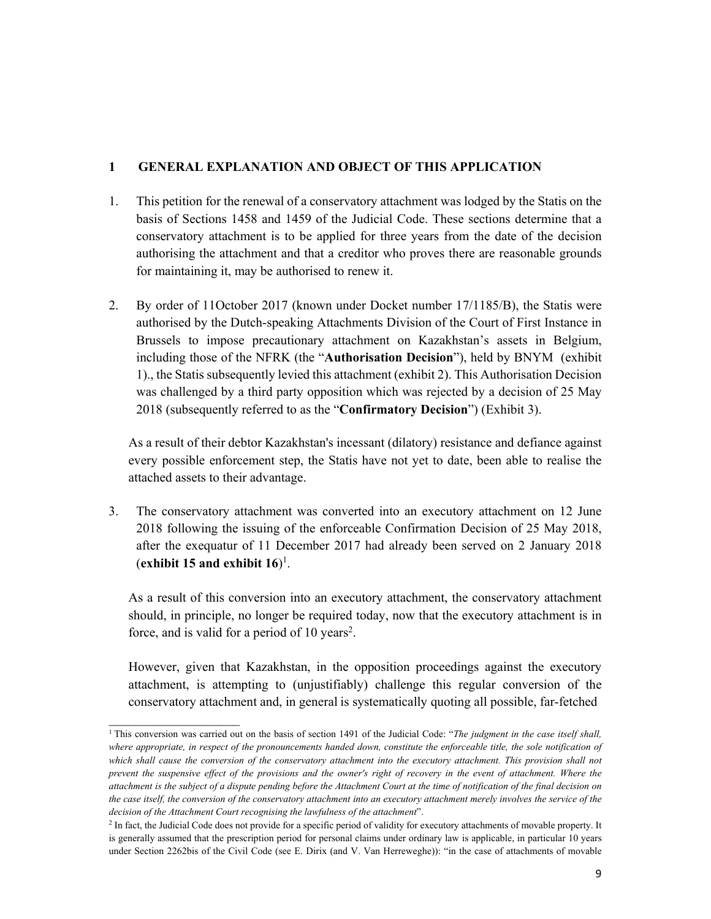## 1 GENERAL EXPLANATION AND OBJECT OF THIS APPLICATION

1. This petition for the renewal of a conservatory attachment was lodged by the Statis on the basis of Sections 1458 and 1459 of the Judicial Code. These sections determine that a conservatory attachment is to be applied for three years from the date of the decision authorising the attachment and that a creditor who proves there are reasonable grounds for maintaining it, may be authorised to renew it.

2. By order of 11October 2017 (known under Docket number 17/1185/B), the Statis were authorised by the Dutch-speaking Attachments Division of the Court of First Instance in Brussels to impose precautionary attachment on Kazakhstan's assets in Belgium, including those of the NFRK (the "**Authorisation Decision**"), held by BNYM (exhibit 1)., the Statis subsequently levied this attachment (exhibit 2). This Authorisation Decision was challenged by a third party opposition which was rejected by a decision of 25 May 2018 (subsequently referred to as the "**Confirmatory Decision**") (Exhibit 3).

   As a result of their debtor Kazakhstan's incessant (dilatory) resistance and defiance against every possible enforcement step, the Statis have not yet to date, been able to realise the attached assets to their advantage.

3. The conservatory attachment was converted into an executory attachment on 12 June 2018 following the issuing of the enforceable Confirmation Decision of 25 May 2018, after the exequatur of 11 December 2017 had already been served on 2 January 2018 (**exhibit 15 and exhibit 16**)[1].

   As a result of this conversion into an executory attachment, the conservatory attachment should, in principle, no longer be required today, now that the executory attachment is in force, and is valid for a period of 10 years[2].

   However, given that Kazakhstan, in the opposition proceedings against the executory attachment, is attempting to (unjustifiably) challenge this regular conversion of the conservatory attachment and, in general is systematically quoting all possible, far-fetched

---

[1] This conversion was carried out on the basis of section 1491 of the Judicial Code: "*The judgment in the case itself shall, where appropriate, in respect of the pronouncements handed down, constitute the enforceable title, the sole notification of which shall cause the conversion of the conservatory attachment into the executory attachment. This provision shall not prevent the suspensive effect of the provisions and the owner's right of recovery in the event of attachment. Where the attachment is the subject of a dispute pending before the Attachment Court at the time of notification of the final decision on the case itself, the conversion of the conservatory attachment into an executory attachment merely involves the service of the decision of the Attachment Court recognising the lawfulness of the attachment*".

[2] In fact, the Judicial Code does not provide for a specific period of validity for executory attachments of movable property. It is generally assumed that the prescription period for personal claims under ordinary law is applicable, in particular 10 years under Section 2262bis of the Civil Code (see E. Dirix (and V. Van Herreweghe)): "in the case of attachments of movable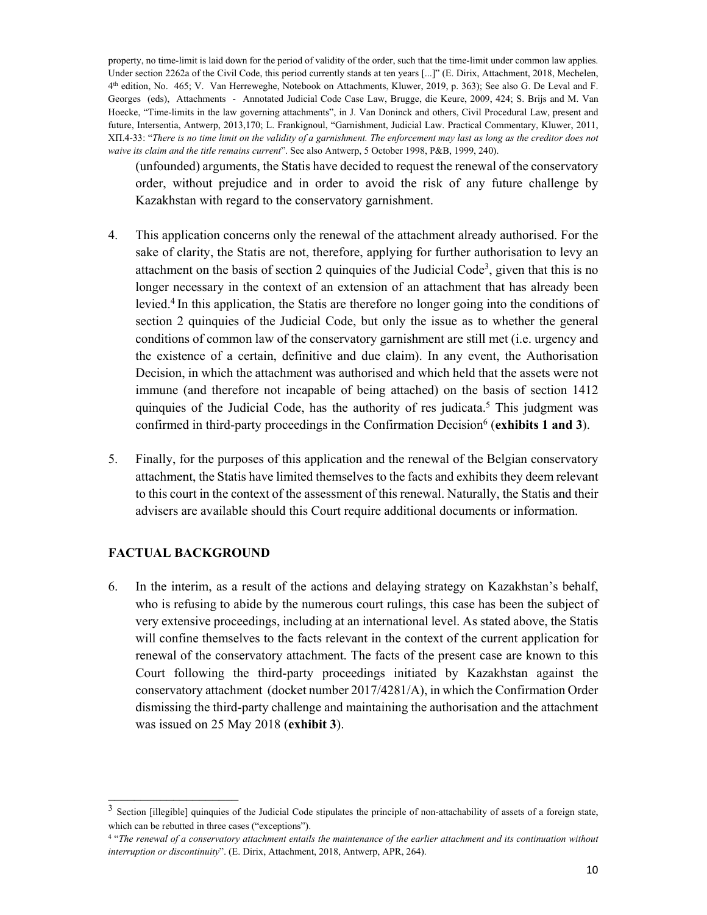property, no time-limit is laid down for the period of validity of the order, such that the time-limit under common law applies. Under section 2262a of the Civil Code, this period currently stands at ten years [...]" (E. Dirix, Attachment, 2018, Mechelen, 4th edition, No. 465; V. Van Herreweghe, Notebook on Attachments, Kluwer, 2019, p. 363); See also G. De Leval and F. Georges (eds), Attachments - Annotated Judicial Code Case Law, Brugge, die Keure, 2009, 424; S. Brijs and M. Van Hoecke, "Time-limits in the law governing attachments", in J. Van Doninck and others, Civil Procedural Law, present and future, Intersentia, Antwerp, 2013,170; L. Frankignoul, "Garnishment, Judicial Law. Practical Commentary, Kluwer, 2011, XII.4-33: "*There is no time limit on the validity of a garnishment. The enforcement may last as long as the creditor does not waive its claim and the title remains current*". See also Antwerp, 5 October 1998, P&B, 1999, 240).

(unfounded) arguments, the Statis have decided to request the renewal of the conservatory order, without prejudice and in order to avoid the risk of any future challenge by Kazakhstan with regard to the conservatory garnishment.

4. This application concerns only the renewal of the attachment already authorised. For the sake of clarity, the Statis are not, therefore, applying for further authorisation to levy an attachment on the basis of section 2 quinquies of the Judicial Code[3], given that this is no longer necessary in the context of an extension of an attachment that has already been levied.[4] In this application, the Statis are therefore no longer going into the conditions of section 2 quinquies of the Judicial Code, but only the issue as to whether the general conditions of common law of the conservatory garnishment are still met (i.e. urgency and the existence of a certain, definitive and due claim). In any event, the Authorisation Decision, in which the attachment was authorised and which held that the assets were not immune (and therefore not incapable of being attached) on the basis of section 1412 quinquies of the Judicial Code, has the authority of res judicata.[5] This judgment was confirmed in third-party proceedings in the Confirmation Decision[6] (**exhibits 1 and 3**).

5. Finally, for the purposes of this application and the renewal of the Belgian conservatory attachment, the Statis have limited themselves to the facts and exhibits they deem relevant to this court in the context of the assessment of this renewal. Naturally, the Statis and their advisers are available should this Court require additional documents or information.

## FACTUAL BACKGROUND

6. In the interim, as a result of the actions and delaying strategy on Kazakhstan's behalf, who is refusing to abide by the numerous court rulings, this case has been the subject of very extensive proceedings, including at an international level. As stated above, the Statis will confine themselves to the facts relevant in the context of the current application for renewal of the conservatory attachment. The facts of the present case are known to this Court following the third-party proceedings initiated by Kazakhstan against the conservatory attachment (docket number 2017/4281/A), in which the Confirmation Order dismissing the third-party challenge and maintaining the authorisation and the attachment was issued on 25 May 2018 (**exhibit 3**).

---

[3] Section [illegible] quinquies of the Judicial Code stipulates the principle of non-attachability of assets of a foreign state, which can be rebutted in three cases ("exceptions").

[4] "*The renewal of a conservatory attachment entails the maintenance of the earlier attachment and its continuation without interruption or discontinuity*". (E. Dirix, Attachment, 2018, Antwerp, APR, 264).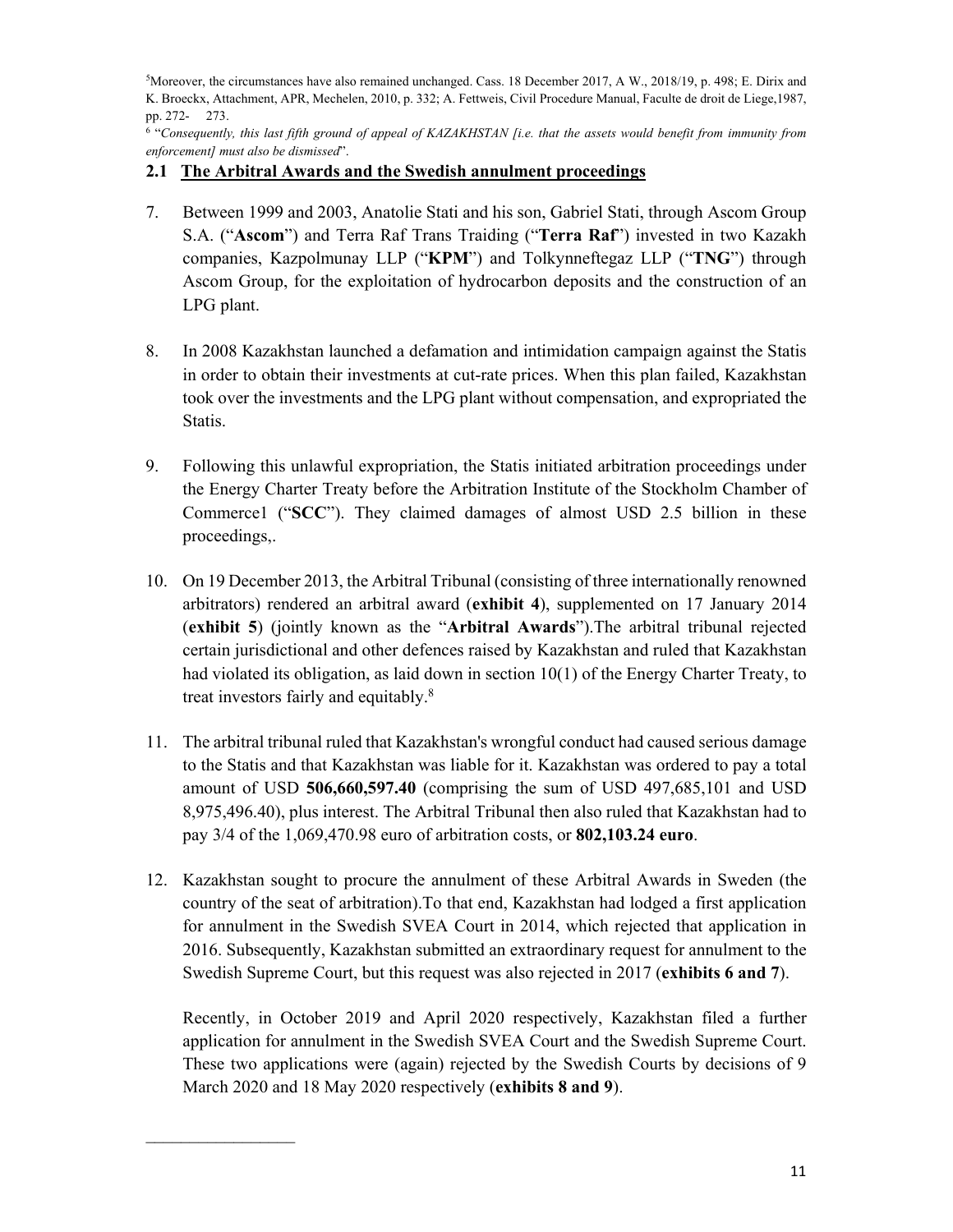[5]Moreover, the circumstances have also remained unchanged. Cass. 18 December 2017, A W., 2018/19, p. 498; E. Dirix and K. Broeckx, Attachment, APR, Mechelen, 2010, p. 332; A. Fettweis, Civil Procedure Manual, Faculte de droit de Liege,1987, pp. 272- 273.

[6] "*Consequently, this last fifth ground of appeal of KAZAKHSTAN [i.e. that the assets would benefit from immunity from enforcement] must also be dismissed*".

## 2.1 The Arbitral Awards and the Swedish annulment proceedings

7. Between 1999 and 2003, Anatolie Stati and his son, Gabriel Stati, through Ascom Group S.A. ("**Ascom**") and Terra Raf Trans Traiding ("**Terra Raf**") invested in two Kazakh companies, Kazpolmunay LLP ("**KPM**") and Tolkynneftegaz LLP ("**TNG**") through Ascom Group, for the exploitation of hydrocarbon deposits and the construction of an LPG plant.

8. In 2008 Kazakhstan launched a defamation and intimidation campaign against the Statis in order to obtain their investments at cut-rate prices. When this plan failed, Kazakhstan took over the investments and the LPG plant without compensation, and expropriated the Statis.

9. Following this unlawful expropriation, the Statis initiated arbitration proceedings under the Energy Charter Treaty before the Arbitration Institute of the Stockholm Chamber of Commerce1 ("**SCC**"). They claimed damages of almost USD 2.5 billion in these proceedings,.

10. On 19 December 2013, the Arbitral Tribunal (consisting of three internationally renowned arbitrators) rendered an arbitral award (**exhibit 4**), supplemented on 17 January 2014 (**exhibit 5**) (jointly known as the "**Arbitral Awards**").The arbitral tribunal rejected certain jurisdictional and other defences raised by Kazakhstan and ruled that Kazakhstan had violated its obligation, as laid down in section 10(1) of the Energy Charter Treaty, to treat investors fairly and equitably.[8]

11. The arbitral tribunal ruled that Kazakhstan's wrongful conduct had caused serious damage to the Statis and that Kazakhstan was liable for it. Kazakhstan was ordered to pay a total amount of USD **506,660,597.40** (comprising the sum of USD 497,685,101 and USD 8,975,496.40), plus interest. The Arbitral Tribunal then also ruled that Kazakhstan had to pay 3/4 of the 1,069,470.98 euro of arbitration costs, or **802,103.24 euro**.

12. Kazakhstan sought to procure the annulment of these Arbitral Awards in Sweden (the country of the seat of arbitration).To that end, Kazakhstan had lodged a first application for annulment in the Swedish SVEA Court in 2014, which rejected that application in 2016. Subsequently, Kazakhstan submitted an extraordinary request for annulment to the Swedish Supreme Court, but this request was also rejected in 2017 (**exhibits 6 and 7**).

    Recently, in October 2019 and April 2020 respectively, Kazakhstan filed a further application for annulment in the Swedish SVEA Court and the Swedish Supreme Court. These two applications were (again) rejected by the Swedish Courts by decisions of 9 March 2020 and 18 May 2020 respectively (**exhibits 8 and 9**).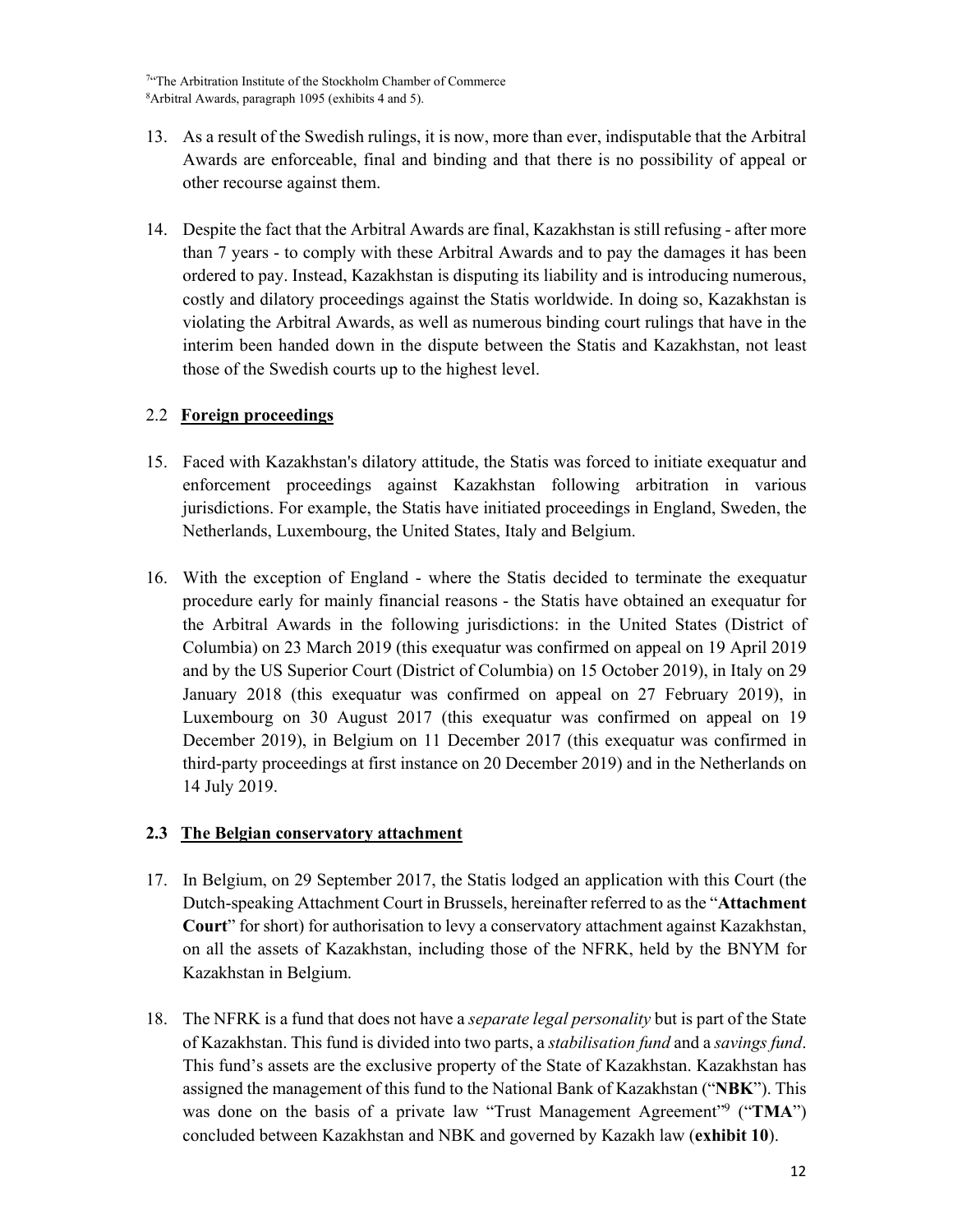[7]"The Arbitration Institute of the Stockholm Chamber of Commerce
[8]Arbitral Awards, paragraph 1095 (exhibits 4 and 5).

13. As a result of the Swedish rulings, it is now, more than ever, indisputable that the Arbitral Awards are enforceable, final and binding and that there is no possibility of appeal or other recourse against them.

14. Despite the fact that the Arbitral Awards are final, Kazakhstan is still refusing - after more than 7 years - to comply with these Arbitral Awards and to pay the damages it has been ordered to pay. Instead, Kazakhstan is disputing its liability and is introducing numerous, costly and dilatory proceedings against the Statis worldwide. In doing so, Kazakhstan is violating the Arbitral Awards, as well as numerous binding court rulings that have in the interim been handed down in the dispute between the Statis and Kazakhstan, not least those of the Swedish courts up to the highest level.

## 2.2 Foreign proceedings

15. Faced with Kazakhstan's dilatory attitude, the Statis was forced to initiate exequatur and enforcement proceedings against Kazakhstan following arbitration in various jurisdictions. For example, the Statis have initiated proceedings in England, Sweden, the Netherlands, Luxembourg, the United States, Italy and Belgium.

16. With the exception of England - where the Statis decided to terminate the exequatur procedure early for mainly financial reasons - the Statis have obtained an exequatur for the Arbitral Awards in the following jurisdictions: in the United States (District of Columbia) on 23 March 2019 (this exequatur was confirmed on appeal on 19 April 2019 and by the US Superior Court (District of Columbia) on 15 October 2019), in Italy on 29 January 2018 (this exequatur was confirmed on appeal on 27 February 2019), in Luxembourg on 30 August 2017 (this exequatur was confirmed on appeal on 19 December 2019), in Belgium on 11 December 2017 (this exequatur was confirmed in third-party proceedings at first instance on 20 December 2019) and in the Netherlands on 14 July 2019.

## 2.3 The Belgian conservatory attachment

17. In Belgium, on 29 September 2017, the Statis lodged an application with this Court (the Dutch-speaking Attachment Court in Brussels, hereinafter referred to as the "**Attachment Court**" for short) for authorisation to levy a conservatory attachment against Kazakhstan, on all the assets of Kazakhstan, including those of the NFRK, held by the BNYM for Kazakhstan in Belgium.

18. The NFRK is a fund that does not have a *separate legal personality* but is part of the State of Kazakhstan. This fund is divided into two parts, a *stabilisation fund* and a *savings fund*. This fund's assets are the exclusive property of the State of Kazakhstan. Kazakhstan has assigned the management of this fund to the National Bank of Kazakhstan ("**NBK**"). This was done on the basis of a private law "Trust Management Agreement"[9] ("**TMA**") concluded between Kazakhstan and NBK and governed by Kazakh law (**exhibit 10**).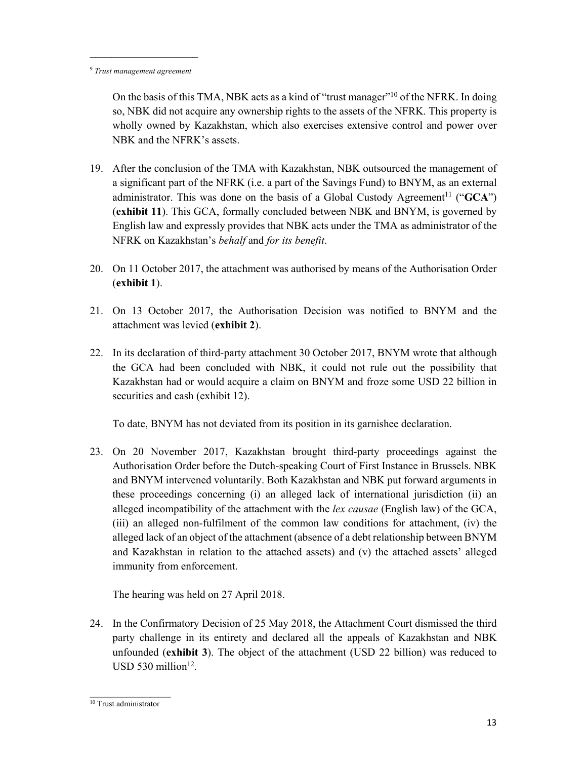---

[9] *Trust management agreement*

On the basis of this TMA, NBK acts as a kind of "trust manager"[10] of the NFRK. In doing so, NBK did not acquire any ownership rights to the assets of the NFRK. This property is wholly owned by Kazakhstan, which also exercises extensive control and power over NBK and the NFRK's assets.

19. After the conclusion of the TMA with Kazakhstan, NBK outsourced the management of a significant part of the NFRK (i.e. a part of the Savings Fund) to BNYM, as an external administrator. This was done on the basis of a Global Custody Agreement[11] ("**GCA**") (**exhibit 11**). This GCA, formally concluded between NBK and BNYM, is governed by English law and expressly provides that NBK acts under the TMA as administrator of the NFRK on Kazakhstan's *behalf* and *for its benefit*.

20. On 11 October 2017, the attachment was authorised by means of the Authorisation Order (**exhibit 1**).

21. On 13 October 2017, the Authorisation Decision was notified to BNYM and the attachment was levied (**exhibit 2**).

22. In its declaration of third-party attachment 30 October 2017, BNYM wrote that although the GCA had been concluded with NBK, it could not rule out the possibility that Kazakhstan had or would acquire a claim on BNYM and froze some USD 22 billion in securities and cash (exhibit 12).

    To date, BNYM has not deviated from its position in its garnishee declaration.

23. On 20 November 2017, Kazakhstan brought third-party proceedings against the Authorisation Order before the Dutch-speaking Court of First Instance in Brussels. NBK and BNYM intervened voluntarily. Both Kazakhstan and NBK put forward arguments in these proceedings concerning (i) an alleged lack of international jurisdiction (ii) an alleged incompatibility of the attachment with the *lex causae* (English law) of the GCA, (iii) an alleged non-fulfilment of the common law conditions for attachment, (iv) the alleged lack of an object of the attachment (absence of a debt relationship between BNYM and Kazakhstan in relation to the attached assets) and (v) the attached assets' alleged immunity from enforcement.

    The hearing was held on 27 April 2018.

24. In the Confirmatory Decision of 25 May 2018, the Attachment Court dismissed the third party challenge in its entirety and declared all the appeals of Kazakhstan and NBK unfounded (**exhibit 3**). The object of the attachment (USD 22 billion) was reduced to USD 530 million[12].

---

[10] Trust administrator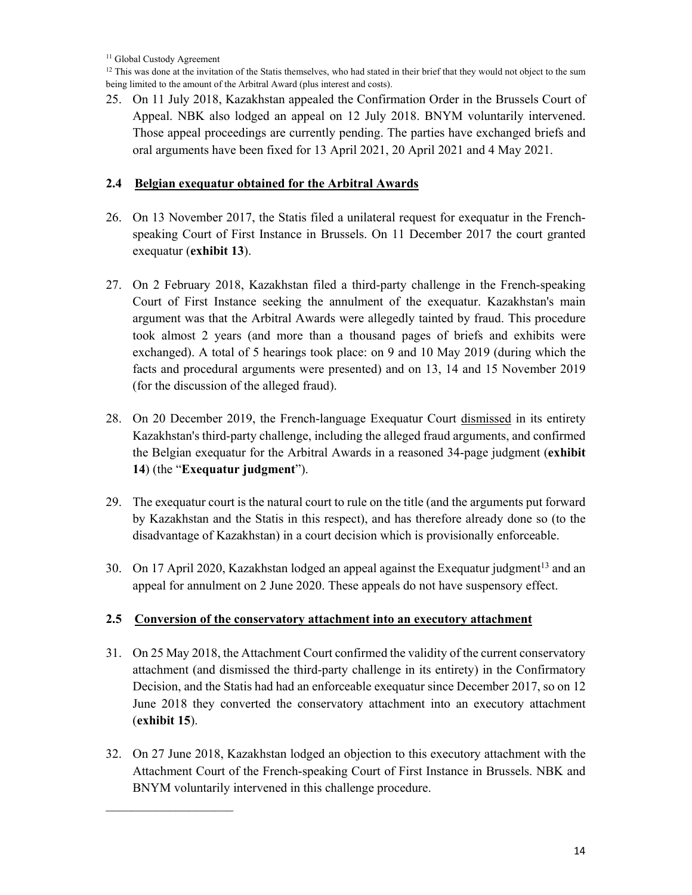[11] Global Custody Agreement

[12] This was done at the invitation of the Statis themselves, who had stated in their brief that they would not object to the sum being limited to the amount of the Arbitral Award (plus interest and costs).

25. On 11 July 2018, Kazakhstan appealed the Confirmation Order in the Brussels Court of Appeal. NBK also lodged an appeal on 12 July 2018. BNYM voluntarily intervened. Those appeal proceedings are currently pending. The parties have exchanged briefs and oral arguments have been fixed for 13 April 2021, 20 April 2021 and 4 May 2021.

### 2.4 Belgian exequatur obtained for the Arbitral Awards

26. On 13 November 2017, the Statis filed a unilateral request for exequatur in the French-speaking Court of First Instance in Brussels. On 11 December 2017 the court granted exequatur (**exhibit 13**).

27. On 2 February 2018, Kazakhstan filed a third-party challenge in the French-speaking Court of First Instance seeking the annulment of the exequatur. Kazakhstan's main argument was that the Arbitral Awards were allegedly tainted by fraud. This procedure took almost 2 years (and more than a thousand pages of briefs and exhibits were exchanged). A total of 5 hearings took place: on 9 and 10 May 2019 (during which the facts and procedural arguments were presented) and on 13, 14 and 15 November 2019 (for the discussion of the alleged fraud).

28. On 20 December 2019, the French-language Exequatur Court dismissed in its entirety Kazakhstan's third-party challenge, including the alleged fraud arguments, and confirmed the Belgian exequatur for the Arbitral Awards in a reasoned 34-page judgment (**exhibit 14**) (the "**Exequatur judgment**").

29. The exequatur court is the natural court to rule on the title (and the arguments put forward by Kazakhstan and the Statis in this respect), and has therefore already done so (to the disadvantage of Kazakhstan) in a court decision which is provisionally enforceable.

30. On 17 April 2020, Kazakhstan lodged an appeal against the Exequatur judgment[13] and an appeal for annulment on 2 June 2020. These appeals do not have suspensory effect.

### 2.5 Conversion of the conservatory attachment into an executory attachment

31. On 25 May 2018, the Attachment Court confirmed the validity of the current conservatory attachment (and dismissed the third-party challenge in its entirety) in the Confirmatory Decision, and the Statis had had an enforceable exequatur since December 2017, so on 12 June 2018 they converted the conservatory attachment into an executory attachment (**exhibit 15**).

32. On 27 June 2018, Kazakhstan lodged an objection to this executory attachment with the Attachment Court of the French-speaking Court of First Instance in Brussels. NBK and BNYM voluntarily intervened in this challenge procedure.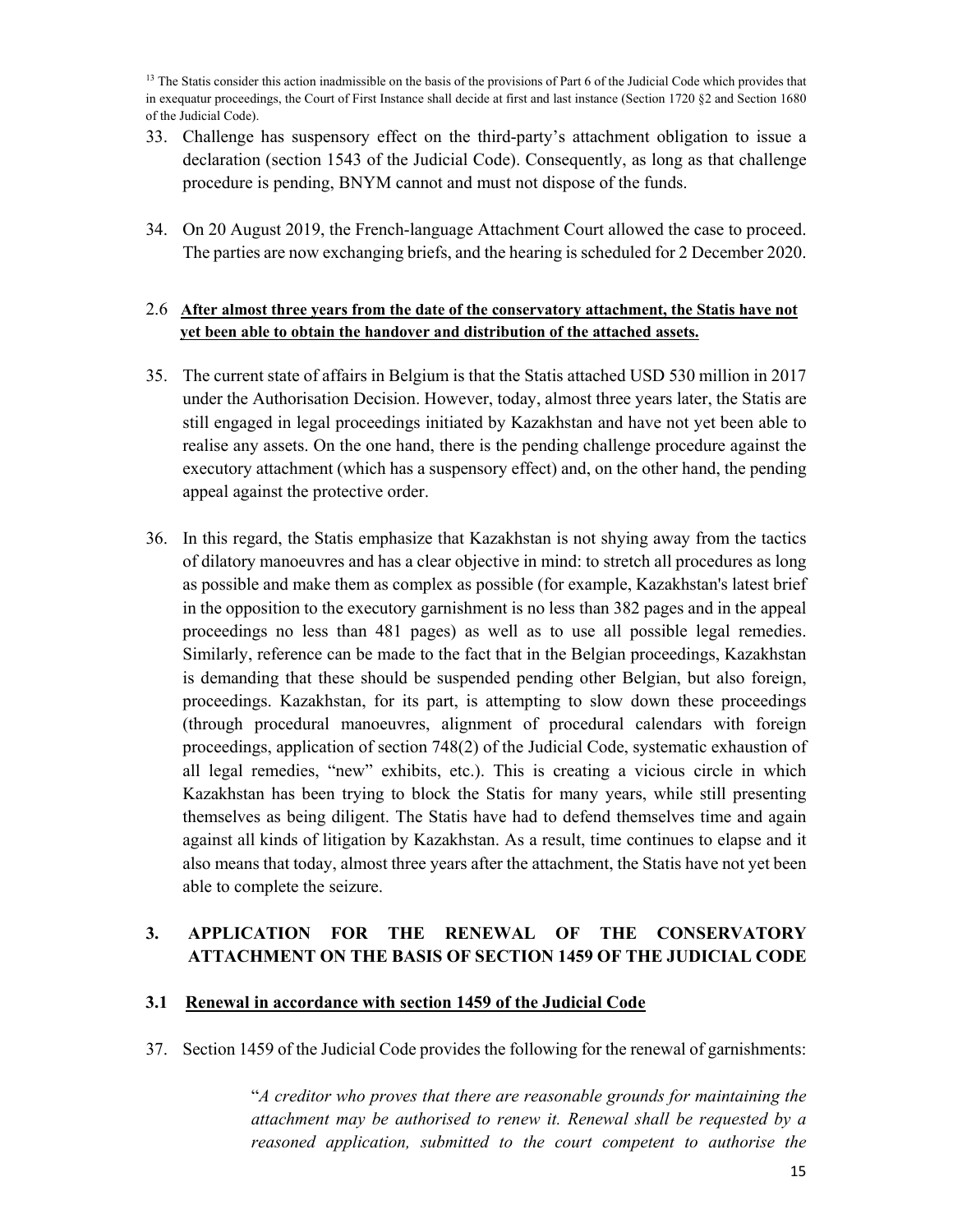[13] The Statis consider this action inadmissible on the basis of the provisions of Part 6 of the Judicial Code which provides that in exequatur proceedings, the Court of First Instance shall decide at first and last instance (Section 1720 §2 and Section 1680 of the Judicial Code).

33. Challenge has suspensory effect on the third-party's attachment obligation to issue a declaration (section 1543 of the Judicial Code). Consequently, as long as that challenge procedure is pending, BNYM cannot and must not dispose of the funds.

34. On 20 August 2019, the French-language Attachment Court allowed the case to proceed. The parties are now exchanging briefs, and the hearing is scheduled for 2 December 2020.

### 2.6 <u>After almost three years from the date of the conservatory attachment, the Statis have not yet been able to obtain the handover and distribution of the attached assets.</u>

35. The current state of affairs in Belgium is that the Statis attached USD 530 million in 2017 under the Authorisation Decision. However, today, almost three years later, the Statis are still engaged in legal proceedings initiated by Kazakhstan and have not yet been able to realise any assets. On the one hand, there is the pending challenge procedure against the executory attachment (which has a suspensory effect) and, on the other hand, the pending appeal against the protective order.

36. In this regard, the Statis emphasize that Kazakhstan is not shying away from the tactics of dilatory manoeuvres and has a clear objective in mind: to stretch all procedures as long as possible and make them as complex as possible (for example, Kazakhstan's latest brief in the opposition to the executory garnishment is no less than 382 pages and in the appeal proceedings no less than 481 pages) as well as to use all possible legal remedies. Similarly, reference can be made to the fact that in the Belgian proceedings, Kazakhstan is demanding that these should be suspended pending other Belgian, but also foreign, proceedings. Kazakhstan, for its part, is attempting to slow down these proceedings (through procedural manoeuvres, alignment of procedural calendars with foreign proceedings, application of section 748(2) of the Judicial Code, systematic exhaustion of all legal remedies, "new" exhibits, etc.). This is creating a vicious circle in which Kazakhstan has been trying to block the Statis for many years, while still presenting themselves as being diligent. The Statis have had to defend themselves time and again against all kinds of litigation by Kazakhstan. As a result, time continues to elapse and it also means that today, almost three years after the attachment, the Statis have not yet been able to complete the seizure.

## 3. APPLICATION FOR THE RENEWAL OF THE CONSERVATORY ATTACHMENT ON THE BASIS OF SECTION 1459 OF THE JUDICIAL CODE

### 3.1 <u>Renewal in accordance with section 1459 of the Judicial Code</u>

37. Section 1459 of the Judicial Code provides the following for the renewal of garnishments:

> "*A creditor who proves that there are reasonable grounds for maintaining the attachment may be authorised to renew it. Renewal shall be requested by a reasoned application, submitted to the court competent to authorise the*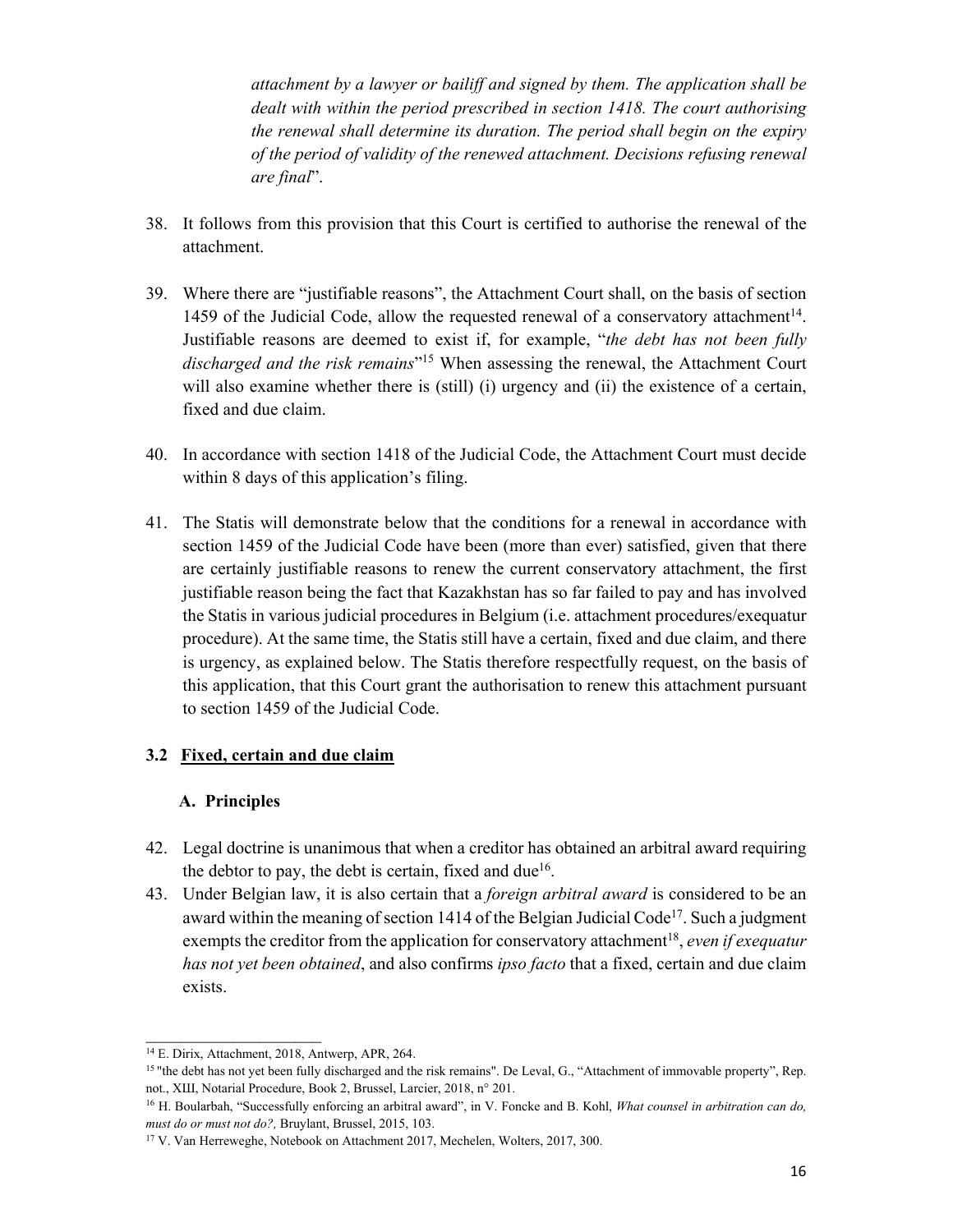*attachment by a lawyer or bailiff and signed by them. The application shall be dealt with within the period prescribed in section 1418. The court authorising the renewal shall determine its duration. The period shall begin on the expiry of the period of validity of the renewed attachment. Decisions refusing renewal are final*".

38. It follows from this provision that this Court is certified to authorise the renewal of the attachment.

39. Where there are "justifiable reasons", the Attachment Court shall, on the basis of section 1459 of the Judicial Code, allow the requested renewal of a conservatory attachment[14]. Justifiable reasons are deemed to exist if, for example, "*the debt has not been fully discharged and the risk remains*"[15] When assessing the renewal, the Attachment Court will also examine whether there is (still) (i) urgency and (ii) the existence of a certain, fixed and due claim.

40. In accordance with section 1418 of the Judicial Code, the Attachment Court must decide within 8 days of this application's filing.

41. The Statis will demonstrate below that the conditions for a renewal in accordance with section 1459 of the Judicial Code have been (more than ever) satisfied, given that there are certainly justifiable reasons to renew the current conservatory attachment, the first justifiable reason being the fact that Kazakhstan has so far failed to pay and has involved the Statis in various judicial procedures in Belgium (i.e. attachment procedures/exequatur procedure). At the same time, the Statis still have a certain, fixed and due claim, and there is urgency, as explained below. The Statis therefore respectfully request, on the basis of this application, that this Court grant the authorisation to renew this attachment pursuant to section 1459 of the Judicial Code.

### 3.2 <u>Fixed, certain and due claim</u>

#### A. Principles

42. Legal doctrine is unanimous that when a creditor has obtained an arbitral award requiring the debtor to pay, the debt is certain, fixed and due[16].

43. Under Belgian law, it is also certain that a *foreign arbitral award* is considered to be an award within the meaning of section 1414 of the Belgian Judicial Code[17]. Such a judgment exempts the creditor from the application for conservatory attachment[18], *even if exequatur has not yet been obtained*, and also confirms *ipso facto* that a fixed, certain and due claim exists.

---

[14] E. Dirix, Attachment, 2018, Antwerp, APR, 264.

[15] "the debt has not yet been fully discharged and the risk remains". De Leval, G., "Attachment of immovable property", Rep. not., XIII, Notarial Procedure, Book 2, Brussel, Larcier, 2018, n° 201.

[16] H. Boularbah, "Successfully enforcing an arbitral award", in V. Foncke and B. Kohl, *What counsel in arbitration can do, must do or must not do?,* Bruylant, Brussel, 2015, 103.

[17] V. Van Herreweghe, Notebook on Attachment 2017, Mechelen, Wolters, 2017, 300.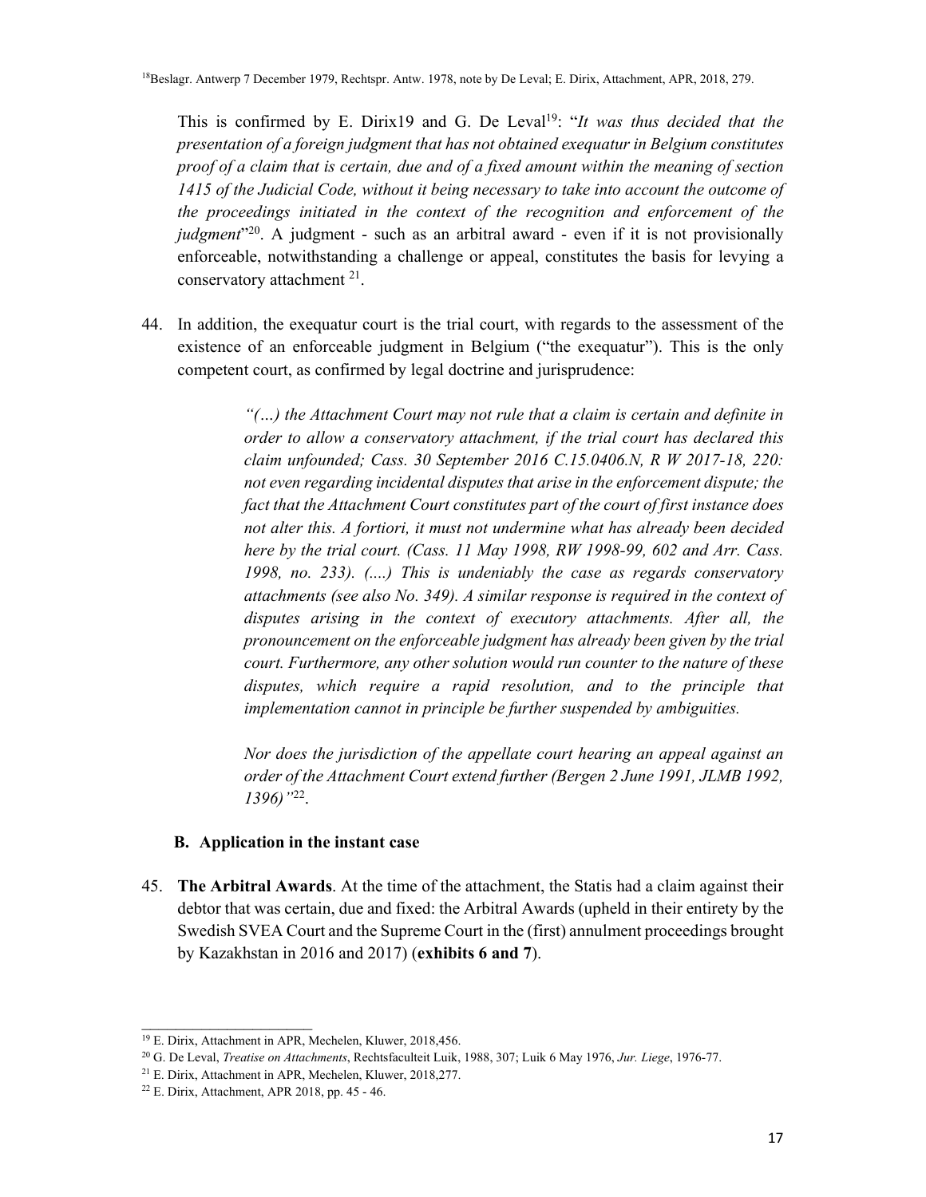[18]Beslagr. Antwerp 7 December 1979, Rechtspr. Antw. 1978, note by De Leval; E. Dirix, Attachment, APR, 2018, 279.

This is confirmed by E. Dirix19 and G. De Leval[19]: "*It was thus decided that the presentation of a foreign judgment that has not obtained exequatur in Belgium constitutes proof of a claim that is certain, due and of a fixed amount within the meaning of section 1415 of the Judicial Code, without it being necessary to take into account the outcome of the proceedings initiated in the context of the recognition and enforcement of the judgment*"[20]. A judgment - such as an arbitral award - even if it is not provisionally enforceable, notwithstanding a challenge or appeal, constitutes the basis for levying a conservatory attachment [21].

44. In addition, the exequatur court is the trial court, with regards to the assessment of the existence of an enforceable judgment in Belgium ("the exequatur"). This is the only competent court, as confirmed by legal doctrine and jurisprudence:

> *"(…) the Attachment Court may not rule that a claim is certain and definite in order to allow a conservatory attachment, if the trial court has declared this claim unfounded; Cass. 30 September 2016 C.15.0406.N, R W 2017-18, 220: not even regarding incidental disputes that arise in the enforcement dispute; the fact that the Attachment Court constitutes part of the court of first instance does not alter this. A fortiori, it must not undermine what has already been decided here by the trial court. (Cass. 11 May 1998, RW 1998-99, 602 and Arr. Cass. 1998, no. 233). (....) This is undeniably the case as regards conservatory attachments (see also No. 349). A similar response is required in the context of disputes arising in the context of executory attachments. After all, the pronouncement on the enforceable judgment has already been given by the trial court. Furthermore, any other solution would run counter to the nature of these disputes, which require a rapid resolution, and to the principle that implementation cannot in principle be further suspended by ambiguities.*
>
> *Nor does the jurisdiction of the appellate court hearing an appeal against an order of the Attachment Court extend further (Bergen 2 June 1991, JLMB 1992, 1396)"*[22].

### B. Application in the instant case

45. **The Arbitral Awards**. At the time of the attachment, the Statis had a claim against their debtor that was certain, due and fixed: the Arbitral Awards (upheld in their entirety by the Swedish SVEA Court and the Supreme Court in the (first) annulment proceedings brought by Kazakhstan in 2016 and 2017) (**exhibits 6 and 7**).

---

[19] E. Dirix, Attachment in APR, Mechelen, Kluwer, 2018,456.

[20] G. De Leval, *Treatise on Attachments*, Rechtsfaculteit Luik, 1988, 307; Luik 6 May 1976, *Jur. Liege*, 1976-77.

[21] E. Dirix, Attachment in APR, Mechelen, Kluwer, 2018,277.

[22] E. Dirix, Attachment, APR 2018, pp. 45 - 46.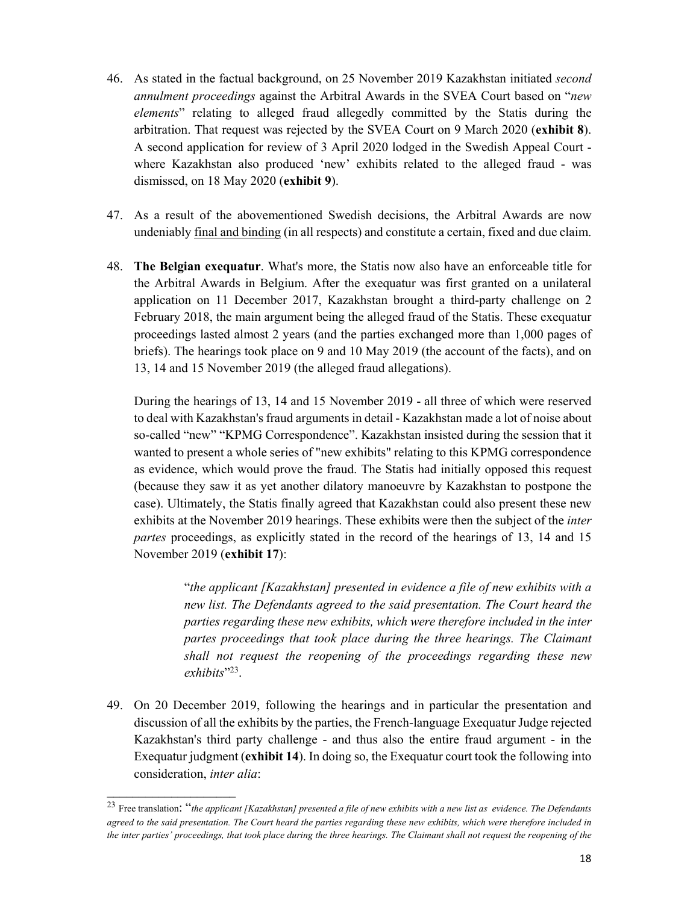46. As stated in the factual background, on 25 November 2019 Kazakhstan initiated *second annulment proceedings* against the Arbitral Awards in the SVEA Court based on "*new elements*" relating to alleged fraud allegedly committed by the Statis during the arbitration. That request was rejected by the SVEA Court on 9 March 2020 (**exhibit 8**). A second application for review of 3 April 2020 lodged in the Swedish Appeal Court - where Kazakhstan also produced 'new' exhibits related to the alleged fraud - was dismissed, on 18 May 2020 (**exhibit 9**).

47. As a result of the abovementioned Swedish decisions, the Arbitral Awards are now undeniably final and binding (in all respects) and constitute a certain, fixed and due claim.

48. **The Belgian exequatur**. What's more, the Statis now also have an enforceable title for the Arbitral Awards in Belgium. After the exequatur was first granted on a unilateral application on 11 December 2017, Kazakhstan brought a third-party challenge on 2 February 2018, the main argument being the alleged fraud of the Statis. These exequatur proceedings lasted almost 2 years (and the parties exchanged more than 1,000 pages of briefs). The hearings took place on 9 and 10 May 2019 (the account of the facts), and on 13, 14 and 15 November 2019 (the alleged fraud allegations).

    During the hearings of 13, 14 and 15 November 2019 - all three of which were reserved to deal with Kazakhstan's fraud arguments in detail - Kazakhstan made a lot of noise about so-called "new" "KPMG Correspondence". Kazakhstan insisted during the session that it wanted to present a whole series of "new exhibits" relating to this KPMG correspondence as evidence, which would prove the fraud. The Statis had initially opposed this request (because they saw it as yet another dilatory manoeuvre by Kazakhstan to postpone the case). Ultimately, the Statis finally agreed that Kazakhstan could also present these new exhibits at the November 2019 hearings. These exhibits were then the subject of the *inter partes* proceedings, as explicitly stated in the record of the hearings of 13, 14 and 15 November 2019 (**exhibit 17**):

    > "*the applicant [Kazakhstan] presented in evidence a file of new exhibits with a new list. The Defendants agreed to the said presentation. The Court heard the parties regarding these new exhibits, which were therefore included in the inter partes proceedings that took place during the three hearings. The Claimant shall not request the reopening of the proceedings regarding these new exhibits*"[23].

49. On 20 December 2019, following the hearings and in particular the presentation and discussion of all the exhibits by the parties, the French-language Exequatur Judge rejected Kazakhstan's third party challenge - and thus also the entire fraud argument - in the Exequatur judgment (**exhibit 14**). In doing so, the Exequatur court took the following into consideration, *inter alia*:

---

[23] Free translation: "*the applicant [Kazakhstan] presented a file of new exhibits with a new list as evidence. The Defendants agreed to the said presentation. The Court heard the parties regarding these new exhibits, which were therefore included in the inter parties' proceedings, that took place during the three hearings. The Claimant shall not request the reopening of the*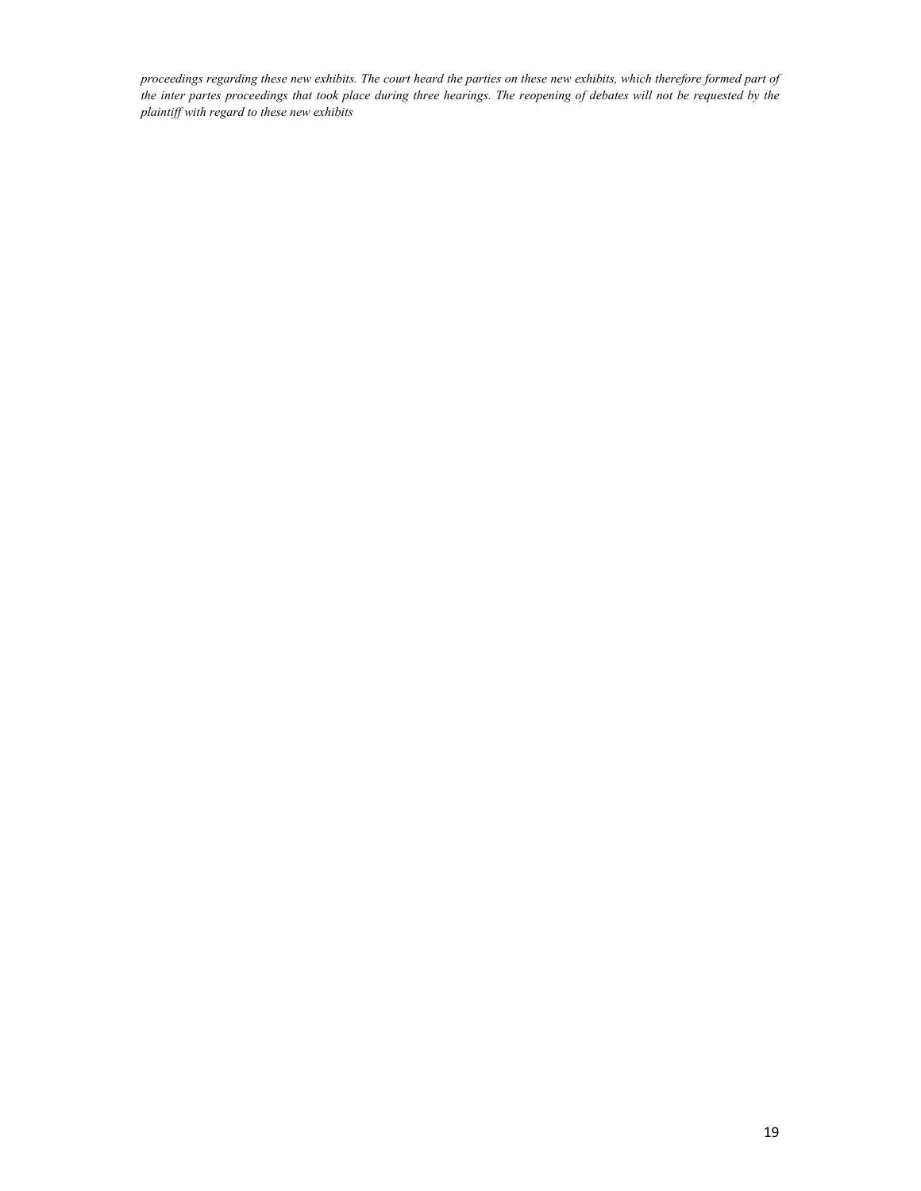*proceedings regarding these new exhibits. The court heard the parties on these new exhibits, which therefore formed part of the inter partes proceedings that took place during three hearings. The reopening of debates will not be requested by the plaintiff with regard to these new exhibits*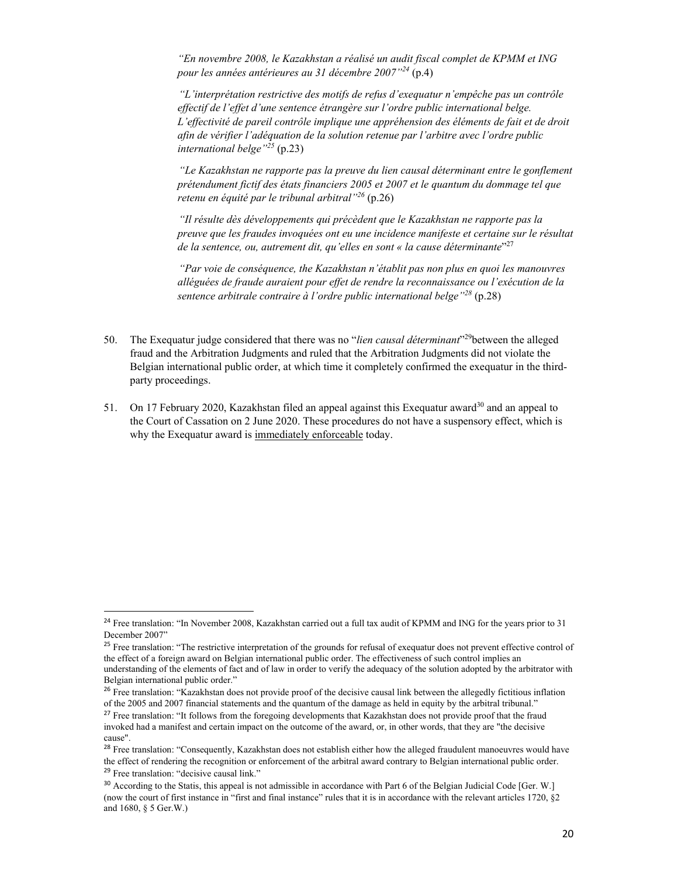*"En novembre 2008, le Kazakhstan a réalisé un audit fiscal complet de KPMM et ING pour les années antérieures au 31 décembre 2007"*[24] (p.4)

*"L'interprétation restrictive des motifs de refus d'exequatur n'empêche pas un contrôle effectif de l'effet d'une sentence étrangère sur l'ordre public international belge. L'effectivité de pareil contrôle implique une appréhension des éléments de fait et de droit afin de vérifier l'adéquation de la solution retenue par l'arbitre avec l'ordre public international belge"*[25] (p.23)

*"Le Kazakhstan ne rapporte pas la preuve du lien causal déterminant entre le gonflement prétendument fictif des états financiers 2005 et 2007 et le quantum du dommage tel que retenu en équité par le tribunal arbitral"*[26] (p.26)

*"Il résulte dès développements qui précèdent que le Kazakhstan ne rapporte pas la preuve que les fraudes invoquées ont eu une incidence manifeste et certaine sur le résultat de la sentence, ou, autrement dit, qu'elles en sont « la cause déterminante*"[27]

*"Par voie de conséquence, the Kazakhstan n'établit pas non plus en quoi les manouvres alléguées de fraude auraient pour effet de rendre la reconnaissance ou l'exécution de la sentence arbitrale contraire à l'ordre public international belge"*[28] (p.28)

50. The Exequatur judge considered that there was no "*lien causal déterminant*"[29]between the alleged fraud and the Arbitration Judgments and ruled that the Arbitration Judgments did not violate the Belgian international public order, at which time it completely confirmed the exequatur in the third-party proceedings.

51. On 17 February 2020, Kazakhstan filed an appeal against this Exequatur award[30] and an appeal to the Court of Cassation on 2 June 2020. These procedures do not have a suspensory effect, which is why the Exequatur award is <u>immediately enforceable</u> today.

---

[24] Free translation: "In November 2008, Kazakhstan carried out a full tax audit of KPMM and ING for the years prior to 31 December 2007"

[25] Free translation: "The restrictive interpretation of the grounds for refusal of exequatur does not prevent effective control of the effect of a foreign award on Belgian international public order. The effectiveness of such control implies an understanding of the elements of fact and of law in order to verify the adequacy of the solution adopted by the arbitrator with Belgian international public order."

[26] Free translation: "Kazakhstan does not provide proof of the decisive causal link between the allegedly fictitious inflation of the 2005 and 2007 financial statements and the quantum of the damage as held in equity by the arbitral tribunal."

[27] Free translation: "It follows from the foregoing developments that Kazakhstan does not provide proof that the fraud invoked had a manifest and certain impact on the outcome of the award, or, in other words, that they are "the decisive cause".

[28] Free translation: "Consequently, Kazakhstan does not establish either how the alleged fraudulent manoeuvres would have the effect of rendering the recognition or enforcement of the arbitral award contrary to Belgian international public order.

[29] Free translation: "decisive causal link."

[30] According to the Statis, this appeal is not admissible in accordance with Part 6 of the Belgian Judicial Code [Ger. W.] (now the court of first instance in "first and final instance" rules that it is in accordance with the relevant articles 1720, §2 and 1680, § 5 Ger.W.)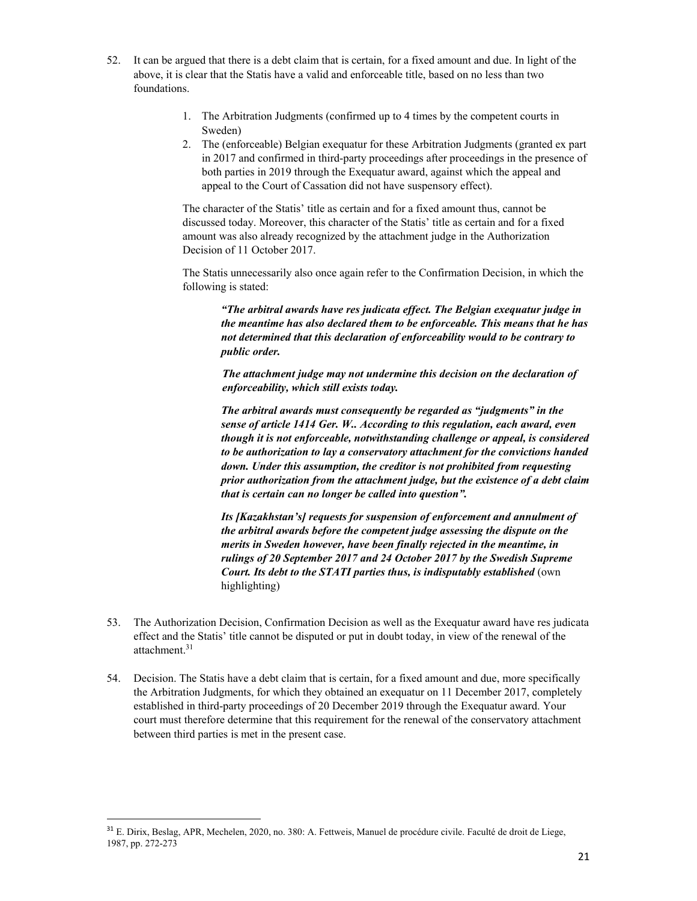52. It can be argued that there is a debt claim that is certain, for a fixed amount and due. In light of the above, it is clear that the Statis have a valid and enforceable title, based on no less than two foundations.

    1. The Arbitration Judgments (confirmed up to 4 times by the competent courts in Sweden)
    2. The (enforceable) Belgian exequatur for these Arbitration Judgments (granted ex part in 2017 and confirmed in third-party proceedings after proceedings in the presence of both parties in 2019 through the Exequatur award, against which the appeal and appeal to the Court of Cassation did not have suspensory effect).

    The character of the Statis' title as certain and for a fixed amount thus, cannot be discussed today. Moreover, this character of the Statis' title as certain and for a fixed amount was also already recognized by the attachment judge in the Authorization Decision of 11 October 2017.

    The Statis unnecessarily also once again refer to the Confirmation Decision, in which the following is stated:

    > ***"The arbitral awards have res judicata effect. The Belgian exequatur judge in the meantime has also declared them to be enforceable. This means that he has not determined that this declaration of enforceability would to be contrary to public order.***
    >
    > ***The attachment judge may not undermine this decision on the declaration of enforceability, which still exists today.***
    >
    > ***The arbitral awards must consequently be regarded as "judgments" in the sense of article 1414 Ger. W.. According to this regulation, each award, even though it is not enforceable, notwithstanding challenge or appeal, is considered to be authorization to lay a conservatory attachment for the convictions handed down. Under this assumption, the creditor is not prohibited from requesting prior authorization from the attachment judge, but the existence of a debt claim that is certain can no longer be called into question".***
    >
    > ***Its [Kazakhstan's] requests for suspension of enforcement and annulment of the arbitral awards before the competent judge assessing the dispute on the merits in Sweden however, have been finally rejected in the meantime, in rulings of 20 September 2017 and 24 October 2017 by the Swedish Supreme Court. Its debt to the STATI parties thus, is indisputably established*** (own highlighting)

53. The Authorization Decision, Confirmation Decision as well as the Exequatur award have res judicata effect and the Statis' title cannot be disputed or put in doubt today, in view of the renewal of the attachment.[31]

54. Decision. The Statis have a debt claim that is certain, for a fixed amount and due, more specifically the Arbitration Judgments, for which they obtained an exequatur on 11 December 2017, completely established in third-party proceedings of 20 December 2019 through the Exequatur award. Your court must therefore determine that this requirement for the renewal of the conservatory attachment between third parties is met in the present case.

---

[31] E. Dirix, Beslag, APR, Mechelen, 2020, no. 380: A. Fettweis, Manuel de procédure civile. Faculté de droit de Liege, 1987, pp. 272-273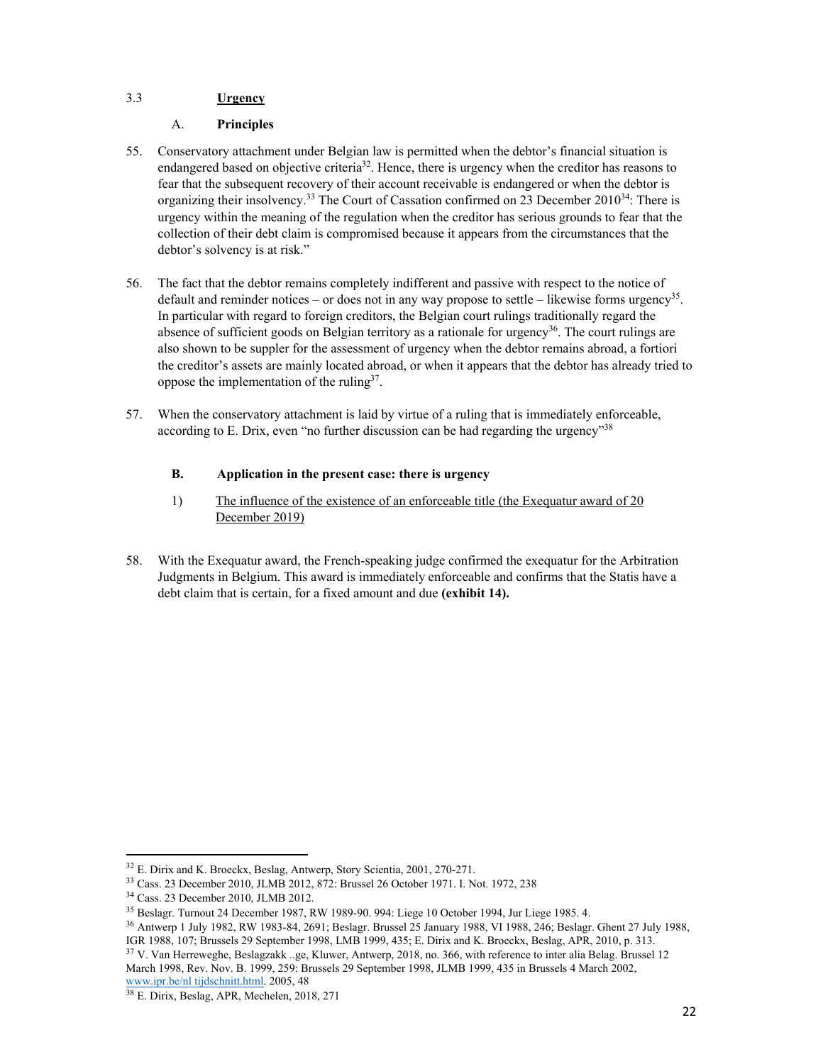### 3.3 **Urgency**

#### A. **Principles**

55. Conservatory attachment under Belgian law is permitted when the debtor's financial situation is endangered based on objective criteria[32]. Hence, there is urgency when the creditor has reasons to fear that the subsequent recovery of their account receivable is endangered or when the debtor is organizing their insolvency.[33] The Court of Cassation confirmed on 23 December 2010[34]: There is urgency within the meaning of the regulation when the creditor has serious grounds to fear that the collection of their debt claim is compromised because it appears from the circumstances that the debtor's solvency is at risk."

56. The fact that the debtor remains completely indifferent and passive with respect to the notice of default and reminder notices – or does not in any way propose to settle – likewise forms urgency[35]. In particular with regard to foreign creditors, the Belgian court rulings traditionally regard the absence of sufficient goods on Belgian territory as a rationale for urgency[36]. The court rulings are also shown to be suppler for the assessment of urgency when the debtor remains abroad, a fortiori the creditor's assets are mainly located abroad, or when it appears that the debtor has already tried to oppose the implementation of the ruling[37].

57. When the conservatory attachment is laid by virtue of a ruling that is immediately enforceable, according to E. Drix, even "no further discussion can be had regarding the urgency"[38]

#### B. **Application in the present case: there is urgency**

1) The influence of the existence of an enforceable title (the Exequatur award of 20 December 2019)

58. With the Exequatur award, the French-speaking judge confirmed the exequatur for the Arbitration Judgments in Belgium. This award is immediately enforceable and confirms that the Statis have a debt claim that is certain, for a fixed amount and due **(exhibit 14).**

---

[32] E. Dirix and K. Broeckx, Beslag, Antwerp, Story Scientia, 2001, 270-271.

[33] Cass. 23 December 2010, JLMB 2012, 872: Brussel 26 October 1971. I. Not. 1972, 238

[34] Cass. 23 December 2010, JLMB 2012.

[35] Beslagr. Turnout 24 December 1987, RW 1989-90. 994: Liege 10 October 1994, Jur Liege 1985. 4.

[36] Antwerp 1 July 1982, RW 1983-84, 2691; Beslagr. Brussel 25 January 1988, VI 1988, 246; Beslagr. Ghent 27 July 1988, IGR 1988, 107; Brussels 29 September 1998, LMB 1999, 435; E. Dirix and K. Broeckx, Beslag, APR, 2010, p. 313.

[37] V. Van Herreweghe, Beslagzakk ..ge, Kluwer, Antwerp, 2018, no. 366, with reference to inter alia Belag. Brussel 12 March 1998, Rev. Nov. B. 1999, 259: Brussels 29 September 1998, JLMB 1999, 435 in Brussels 4 March 2002, www.ipr.be/nl tijdschnitt.html. 2005, 48

[38] E. Dirix, Beslag, APR, Mechelen, 2018, 271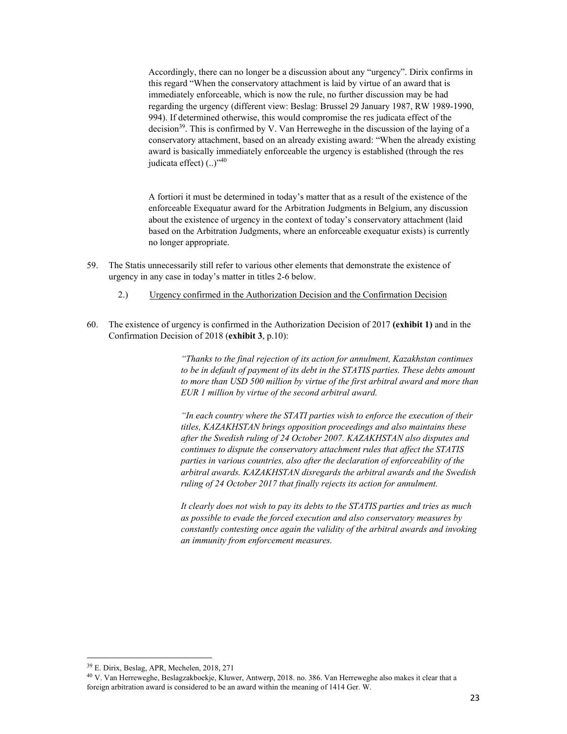Accordingly, there can no longer be a discussion about any "urgency". Dirix confirms in this regard "When the conservatory attachment is laid by virtue of an award that is immediately enforceable, which is now the rule, no further discussion may be had regarding the urgency (different view: Beslag: Brussel 29 January 1987, RW 1989-1990, 994). If determined otherwise, this would compromise the res judicata effect of the decision[39]. This is confirmed by V. Van Herreweghe in the discussion of the laying of a conservatory attachment, based on an already existing award: "When the already existing award is basically immediately enforceable the urgency is established (through the res judicata effect) (..)"[40]

A fortiori it must be determined in today's matter that as a result of the existence of the enforceable Exequatur award for the Arbitration Judgments in Belgium, any discussion about the existence of urgency in the context of today's conservatory attachment (laid based on the Arbitration Judgments, where an enforceable exequatur exists) is currently no longer appropriate.

59. The Statis unnecessarily still refer to various other elements that demonstrate the existence of urgency in any case in today's matter in titles 2-6 below.

2.) <u>Urgency confirmed in the Authorization Decision and the Confirmation Decision</u>

60. The existence of urgency is confirmed in the Authorization Decision of 2017 **(exhibit 1)** and in the Confirmation Decision of 2018 (**exhibit 3**, p.10):

> *"Thanks to the final rejection of its action for annulment, Kazakhstan continues to be in default of payment of its debt in the STATIS parties. These debts amount to more than USD 500 million by virtue of the first arbitral award and more than EUR 1 million by virtue of the second arbitral award.*
>
> *"In each country where the STATI parties wish to enforce the execution of their titles, KAZAKHSTAN brings opposition proceedings and also maintains these after the Swedish ruling of 24 October 2007. KAZAKHSTAN also disputes and continues to dispute the conservatory attachment rules that affect the STATIS parties in various countries, also after the declaration of enforceability of the arbitral awards. KAZAKHSTAN disregards the arbitral awards and the Swedish ruling of 24 October 2017 that finally rejects its action for annulment.*
>
> *It clearly does not wish to pay its debts to the STATIS parties and tries as much as possible to evade the forced execution and also conservatory measures by constantly contesting once again the validity of the arbitral awards and invoking an immunity from enforcement measures.*

[39] E. Dirix, Beslag, APR, Mechelen, 2018, 271

[40] V. Van Herreweghe, Beslagzakboekje, Kluwer, Antwerp, 2018. no. 386. Van Herreweghe also makes it clear that a foreign arbitration award is considered to be an award within the meaning of 1414 Ger. W.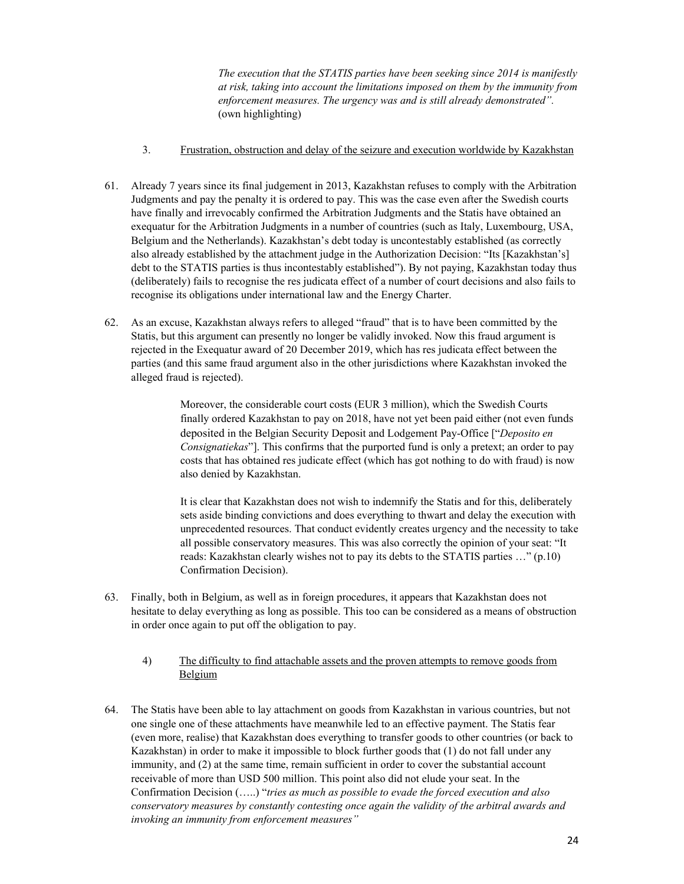*The execution that the STATIS parties have been seeking since 2014 is manifestly at risk, taking into account the limitations imposed on them by the immunity from enforcement measures. The urgency was and is still already demonstrated".* (own highlighting)

3. Frustration, obstruction and delay of the seizure and execution worldwide by Kazakhstan

61. Already 7 years since its final judgement in 2013, Kazakhstan refuses to comply with the Arbitration Judgments and pay the penalty it is ordered to pay. This was the case even after the Swedish courts have finally and irrevocably confirmed the Arbitration Judgments and the Statis have obtained an exequatur for the Arbitration Judgments in a number of countries (such as Italy, Luxembourg, USA, Belgium and the Netherlands). Kazakhstan's debt today is uncontestably established (as correctly also already established by the attachment judge in the Authorization Decision: "Its [Kazakhstan's] debt to the STATIS parties is thus incontestably established"). By not paying, Kazakhstan today thus (deliberately) fails to recognise the res judicata effect of a number of court decisions and also fails to recognise its obligations under international law and the Energy Charter.

62. As an excuse, Kazakhstan always refers to alleged "fraud" that is to have been committed by the Statis, but this argument can presently no longer be validly invoked. Now this fraud argument is rejected in the Exequatur award of 20 December 2019, which has res judicata effect between the parties (and this same fraud argument also in the other jurisdictions where Kazakhstan invoked the alleged fraud is rejected).

    Moreover, the considerable court costs (EUR 3 million), which the Swedish Courts finally ordered Kazakhstan to pay on 2018, have not yet been paid either (not even funds deposited in the Belgian Security Deposit and Lodgement Pay-Office ["*Deposito en Consignatiekas*"]. This confirms that the purported fund is only a pretext; an order to pay costs that has obtained res judicate effect (which has got nothing to do with fraud) is now also denied by Kazakhstan.

    It is clear that Kazakhstan does not wish to indemnify the Statis and for this, deliberately sets aside binding convictions and does everything to thwart and delay the execution with unprecedented resources. That conduct evidently creates urgency and the necessity to take all possible conservatory measures. This was also correctly the opinion of your seat: "It reads: Kazakhstan clearly wishes not to pay its debts to the STATIS parties …" (p.10) Confirmation Decision).

63. Finally, both in Belgium, as well as in foreign procedures, it appears that Kazakhstan does not hesitate to delay everything as long as possible. This too can be considered as a means of obstruction in order once again to put off the obligation to pay.

4) The difficulty to find attachable assets and the proven attempts to remove goods from Belgium

64. The Statis have been able to lay attachment on goods from Kazakhstan in various countries, but not one single one of these attachments have meanwhile led to an effective payment. The Statis fear (even more, realise) that Kazakhstan does everything to transfer goods to other countries (or back to Kazakhstan) in order to make it impossible to block further goods that (1) do not fall under any immunity, and (2) at the same time, remain sufficient in order to cover the substantial account receivable of more than USD 500 million. This point also did not elude your seat. In the Confirmation Decision (…..) "*tries as much as possible to evade the forced execution and also conservatory measures by constantly contesting once again the validity of the arbitral awards and invoking an immunity from enforcement measures"*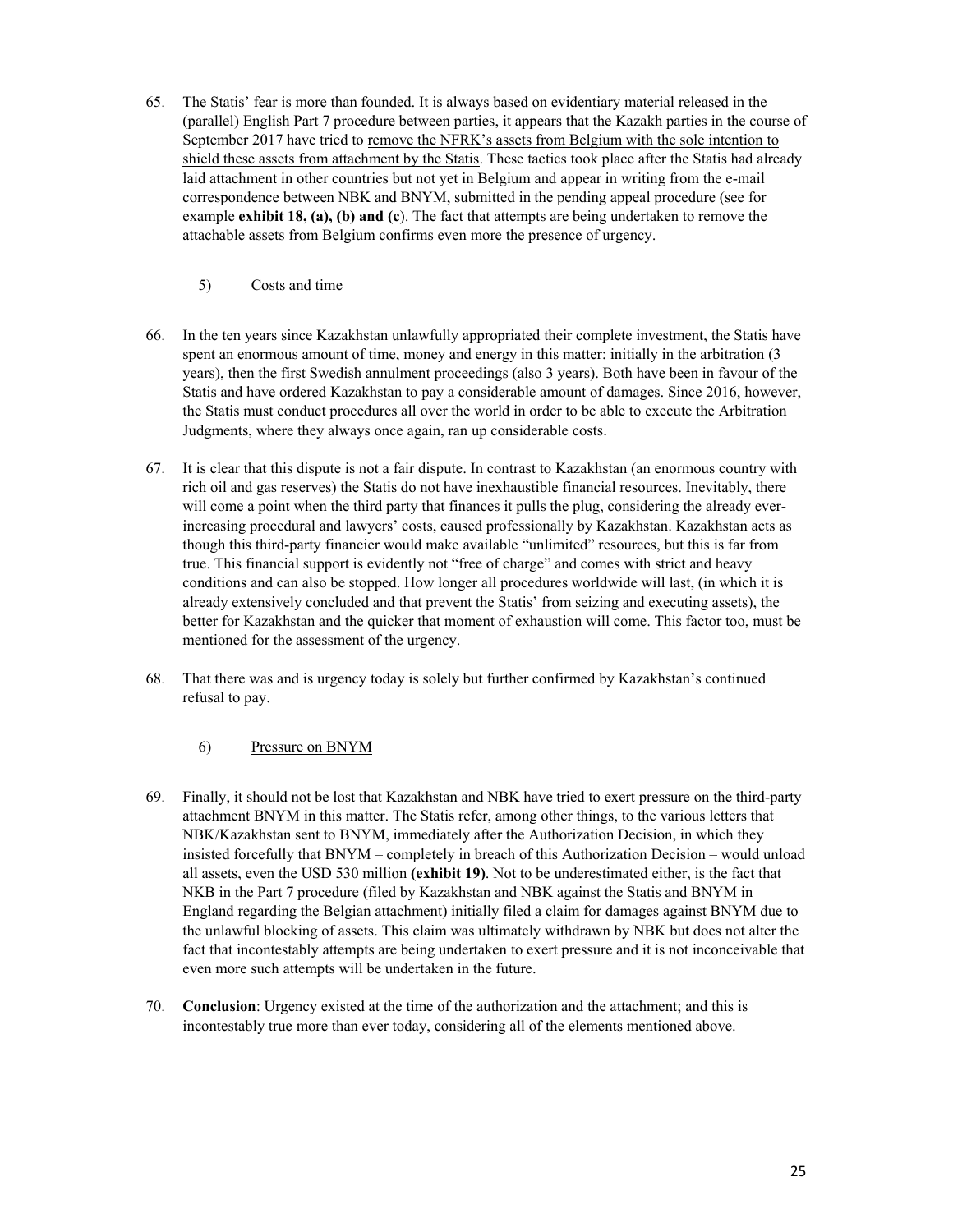65. The Statis' fear is more than founded. It is always based on evidentiary material released in the (parallel) English Part 7 procedure between parties, it appears that the Kazakh parties in the course of September 2017 have tried to remove the NFRK's assets from Belgium with the sole intention to shield these assets from attachment by the Statis. These tactics took place after the Statis had already laid attachment in other countries but not yet in Belgium and appear in writing from the e-mail correspondence between NBK and BNYM, submitted in the pending appeal procedure (see for example **exhibit 18, (a), (b) and (c**). The fact that attempts are being undertaken to remove the attachable assets from Belgium confirms even more the presence of urgency.

5) Costs and time

66. In the ten years since Kazakhstan unlawfully appropriated their complete investment, the Statis have spent an enormous amount of time, money and energy in this matter: initially in the arbitration (3 years), then the first Swedish annulment proceedings (also 3 years). Both have been in favour of the Statis and have ordered Kazakhstan to pay a considerable amount of damages. Since 2016, however, the Statis must conduct procedures all over the world in order to be able to execute the Arbitration Judgments, where they always once again, ran up considerable costs.

67. It is clear that this dispute is not a fair dispute. In contrast to Kazakhstan (an enormous country with rich oil and gas reserves) the Statis do not have inexhaustible financial resources. Inevitably, there will come a point when the third party that finances it pulls the plug, considering the already ever-increasing procedural and lawyers' costs, caused professionally by Kazakhstan. Kazakhstan acts as though this third-party financier would make available "unlimited" resources, but this is far from true. This financial support is evidently not "free of charge" and comes with strict and heavy conditions and can also be stopped. How longer all procedures worldwide will last, (in which it is already extensively concluded and that prevent the Statis' from seizing and executing assets), the better for Kazakhstan and the quicker that moment of exhaustion will come. This factor too, must be mentioned for the assessment of the urgency.

68. That there was and is urgency today is solely but further confirmed by Kazakhstan's continued refusal to pay.

6) Pressure on BNYM

69. Finally, it should not be lost that Kazakhstan and NBK have tried to exert pressure on the third-party attachment BNYM in this matter. The Statis refer, among other things, to the various letters that NBK/Kazakhstan sent to BNYM, immediately after the Authorization Decision, in which they insisted forcefully that BNYM – completely in breach of this Authorization Decision – would unload all assets, even the USD 530 million **(exhibit 19)**. Not to be underestimated either, is the fact that NKB in the Part 7 procedure (filed by Kazakhstan and NBK against the Statis and BNYM in England regarding the Belgian attachment) initially filed a claim for damages against BNYM due to the unlawful blocking of assets. This claim was ultimately withdrawn by NBK but does not alter the fact that incontestably attempts are being undertaken to exert pressure and it is not inconceivable that even more such attempts will be undertaken in the future.

70. **Conclusion**: Urgency existed at the time of the authorization and the attachment; and this is incontestably true more than ever today, considering all of the elements mentioned above.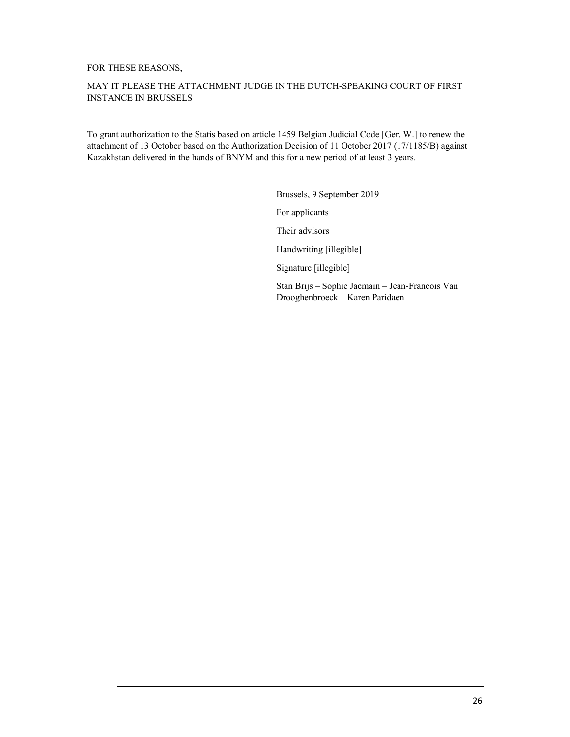FOR THESE REASONS,

MAY IT PLEASE THE ATTACHMENT JUDGE IN THE DUTCH-SPEAKING COURT OF FIRST INSTANCE IN BRUSSELS

To grant authorization to the Statis based on article 1459 Belgian Judicial Code [Ger. W.] to renew the attachment of 13 October based on the Authorization Decision of 11 October 2017 (17/1185/B) against Kazakhstan delivered in the hands of BNYM and this for a new period of at least 3 years.

Brussels, 9 September 2019

For applicants

Their advisors

Handwriting [illegible]

Signature [illegible]

Stan Brijs – Sophie Jacmain – Jean-Francois Van Drooghenbroeck – Karen Paridaen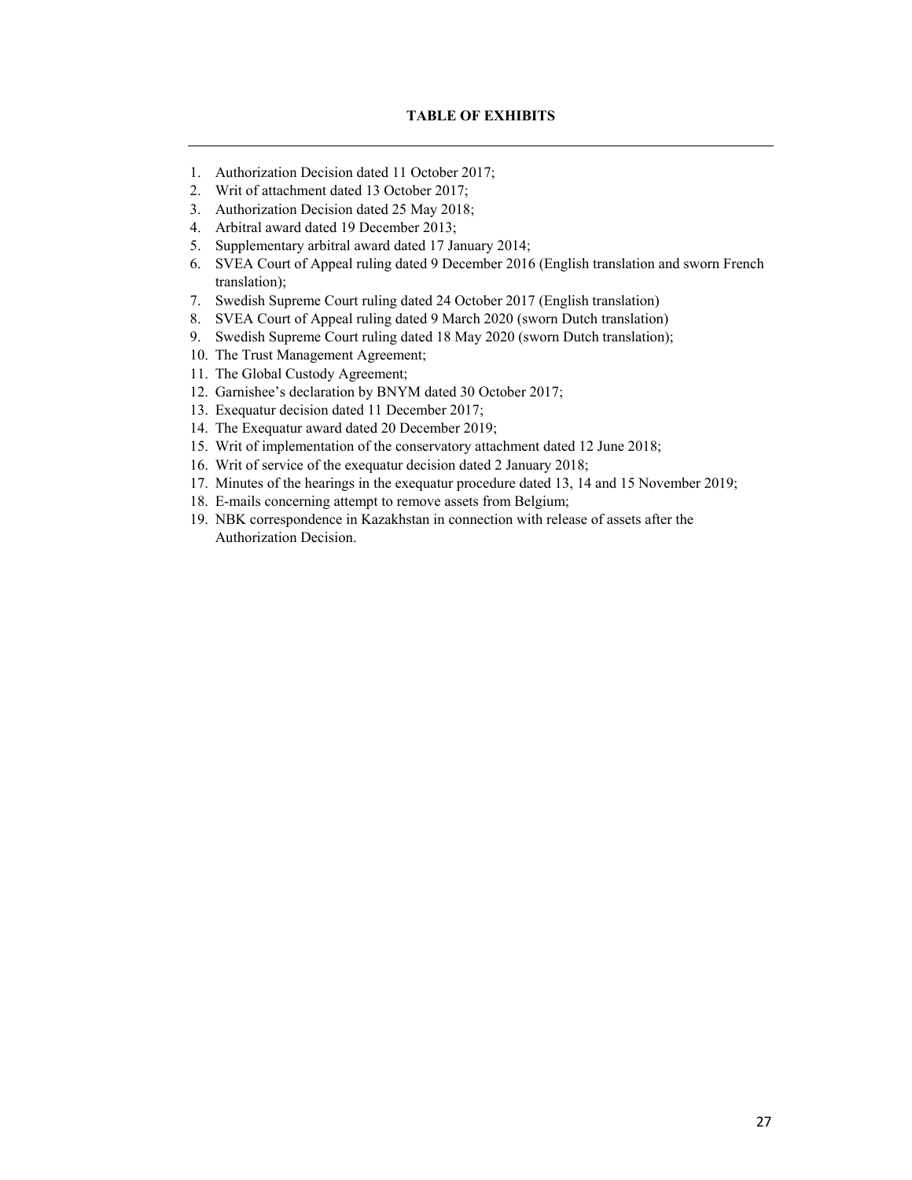**TABLE OF EXHIBITS**

---

1. Authorization Decision dated 11 October 2017;
2. Writ of attachment dated 13 October 2017;
3. Authorization Decision dated 25 May 2018;
4. Arbitral award dated 19 December 2013;
5. Supplementary arbitral award dated 17 January 2014;
6. SVEA Court of Appeal ruling dated 9 December 2016 (English translation and sworn French translation);
7. Swedish Supreme Court ruling dated 24 October 2017 (English translation)
8. SVEA Court of Appeal ruling dated 9 March 2020 (sworn Dutch translation)
9. Swedish Supreme Court ruling dated 18 May 2020 (sworn Dutch translation);
10. The Trust Management Agreement;
11. The Global Custody Agreement;
12. Garnishee's declaration by BNYM dated 30 October 2017;
13. Exequatur decision dated 11 December 2017;
14. The Exequatur award dated 20 December 2019;
15. Writ of implementation of the conservatory attachment dated 12 June 2018;
16. Writ of service of the exequatur decision dated 2 January 2018;
17. Minutes of the hearings in the exequatur procedure dated 13, 14 and 15 November 2019;
18. E-mails concerning attempt to remove assets from Belgium;
19. NBK correspondence in Kazakhstan in connection with release of assets after the Authorization Decision.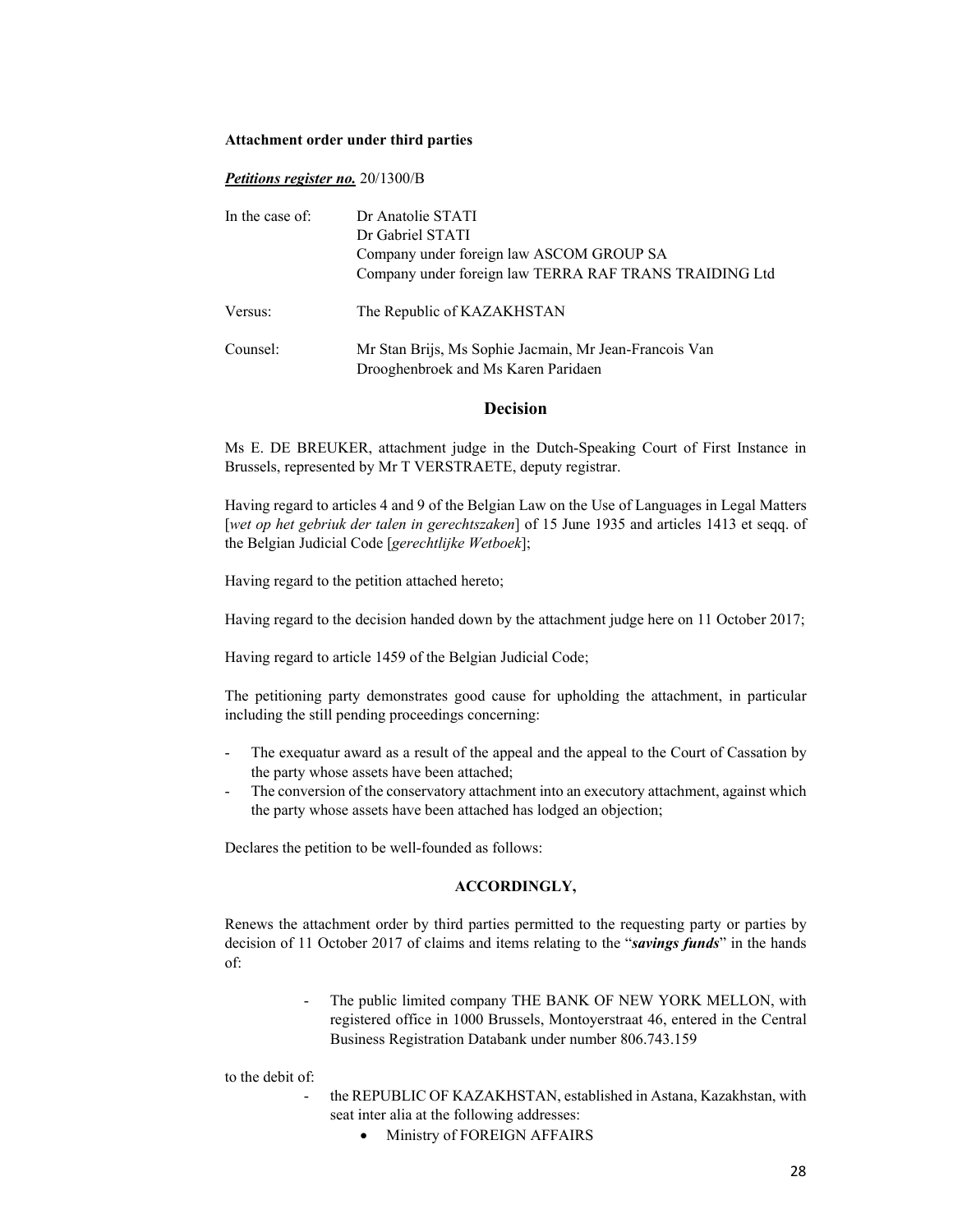**Attachment order under third parties**

***Petitions register no.*** 20/1300/B

| In the case of: | Dr Anatolie STATI<br>Dr Gabriel STATI<br>Company under foreign law ASCOM GROUP SA<br>Company under foreign law TERRA RAF TRANS TRAIDING Ltd |
|---|---|
| Versus: | The Republic of KAZAKHSTAN |
| Counsel: | Mr Stan Brijs, Ms Sophie Jacmain, Mr Jean-Francois Van Drooghenbroek and Ms Karen Paridaen |

## Decision

Ms E. DE BREUKER, attachment judge in the Dutch-Speaking Court of First Instance in Brussels, represented by Mr T VERSTRAETE, deputy registrar.

Having regard to articles 4 and 9 of the Belgian Law on the Use of Languages in Legal Matters [*wet op het gebruik der talen in gerechtszaken*] of 15 June 1935 and articles 1413 et seqq. of the Belgian Judicial Code [*gerechtlijke Wetboek*];

Having regard to the petition attached hereto;

Having regard to the decision handed down by the attachment judge here on 11 October 2017;

Having regard to article 1459 of the Belgian Judicial Code;

The petitioning party demonstrates good cause for upholding the attachment, in particular including the still pending proceedings concerning:

- The exequatur award as a result of the appeal and the appeal to the Court of Cassation by the party whose assets have been attached;
- The conversion of the conservatory attachment into an executory attachment, against which the party whose assets have been attached has lodged an objection;

Declares the petition to be well-founded as follows:

**ACCORDINGLY,**

Renews the attachment order by third parties permitted to the requesting party or parties by decision of 11 October 2017 of claims and items relating to the "***savings funds***" in the hands of:

- The public limited company THE BANK OF NEW YORK MELLON, with registered office in 1000 Brussels, Montoyerstraat 46, entered in the Central Business Registration Databank under number 806.743.159

to the debit of:

- the REPUBLIC OF KAZAKHSTAN, established in Astana, Kazakhstan, with seat inter alia at the following addresses:
  - Ministry of FOREIGN AFFAIRS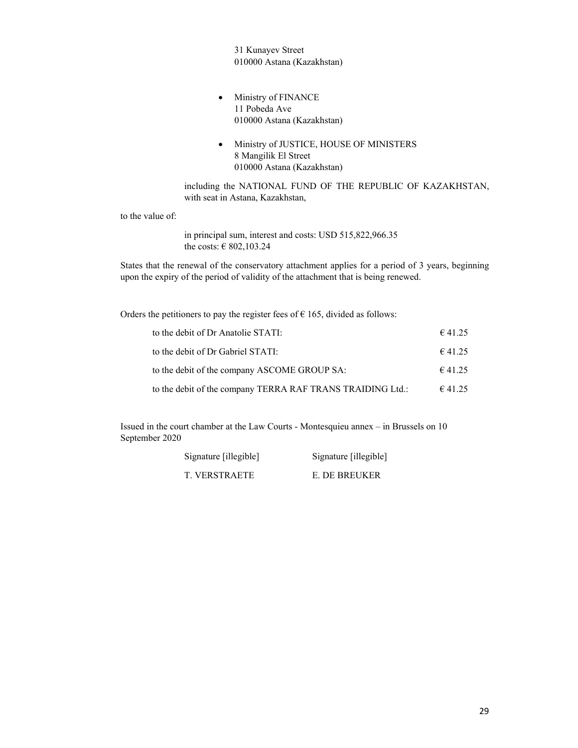31 Kunayev Street
010000 Astana (Kazakhstan)

- Ministry of FINANCE
  11 Pobeda Ave
  010000 Astana (Kazakhstan)

- Ministry of JUSTICE, HOUSE OF MINISTERS
  8 Mangilik El Street
  010000 Astana (Kazakhstan)

including the NATIONAL FUND OF THE REPUBLIC OF KAZAKHSTAN, with seat in Astana, Kazakhstan,

to the value of:

in principal sum, interest and costs: USD 515,822,966.35
the costs: € 802,103.24

States that the renewal of the conservatory attachment applies for a period of 3 years, beginning upon the expiry of the period of validity of the attachment that is being renewed.

Orders the petitioners to pay the register fees of € 165, divided as follows:

| | |
|---|---|
| to the debit of Dr Anatolie STATI: | € 41.25 |
| to the debit of Dr Gabriel STATI: | € 41.25 |
| to the debit of the company ASCOME GROUP SA: | € 41.25 |
| to the debit of the company TERRA RAF TRANS TRAIDING Ltd.: | € 41.25 |

Issued in the court chamber at the Law Courts - Montesquieu annex – in Brussels on 10 September 2020

| | |
|---|---|
| Signature [illegible] | Signature [illegible] |
| T. VERSTRAETE | E. DE BREUKER |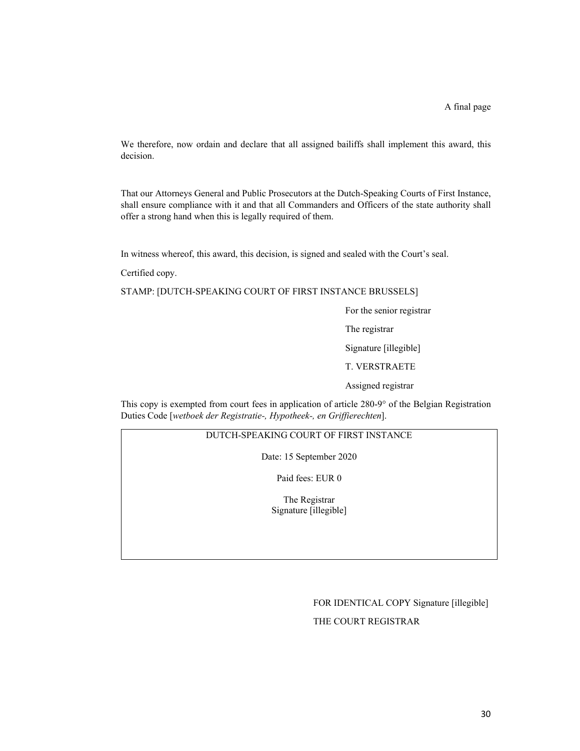A final page

We therefore, now ordain and declare that all assigned bailiffs shall implement this award, this decision.

That our Attorneys General and Public Prosecutors at the Dutch-Speaking Courts of First Instance, shall ensure compliance with it and that all Commanders and Officers of the state authority shall offer a strong hand when this is legally required of them.

In witness whereof, this award, this decision, is signed and sealed with the Court's seal.

Certified copy.

STAMP: [DUTCH-SPEAKING COURT OF FIRST INSTANCE BRUSSELS]

For the senior registrar

The registrar

Signature [illegible]

T. VERSTRAETE

Assigned registrar

This copy is exempted from court fees in application of article 280-9° of the Belgian Registration Duties Code [*wetboek der Registratie-, Hypotheek-, en Griffierechten*].

DUTCH-SPEAKING COURT OF FIRST INSTANCE

Date: 15 September 2020

Paid fees: EUR 0

The Registrar
Signature [illegible]

FOR IDENTICAL COPY Signature [illegible]

THE COURT REGISTRAR